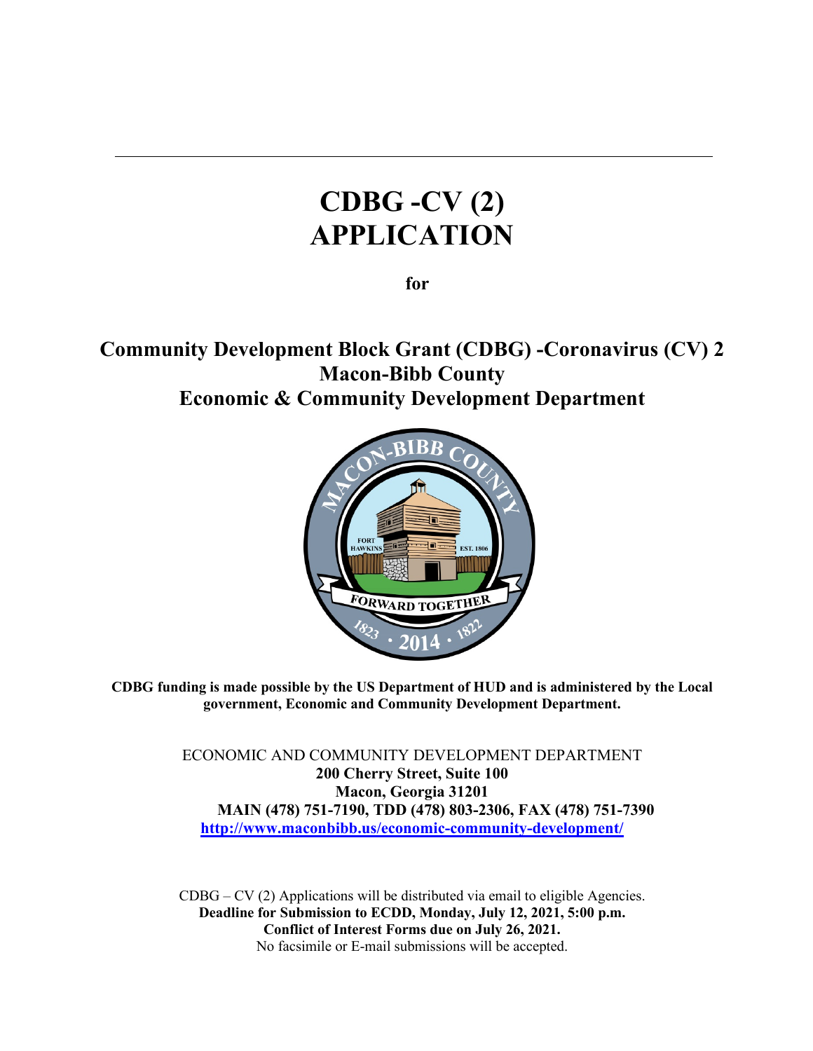# CDBG -CV (2) APPLICATION

**for**

## Community Development Block Grant (CDBG) -Coronavirus (CV) 2
## Macon-Bibb County
## Economic & Community Development Department

**CDBG funding is made possible by the US Department of HUD and is administered by the Local government, Economic and Community Development Department.**

ECONOMIC AND COMMUNITY DEVELOPMENT DEPARTMENT
**200 Cherry Street, Suite 100**
**Macon, Georgia 31201**
**MAIN (478) 751-7190, TDD (478) 803-2306, FAX (478) 751-7390**
**http://www.maconbibb.us/economic-community-development/**

CDBG – CV (2) Applications will be distributed via email to eligible Agencies.
**Deadline for Submission to ECDD, Monday, July 12, 2021, 5:00 p.m.**
**Conflict of Interest Forms due on July 26, 2021.**
No facsimile or E-mail submissions will be accepted.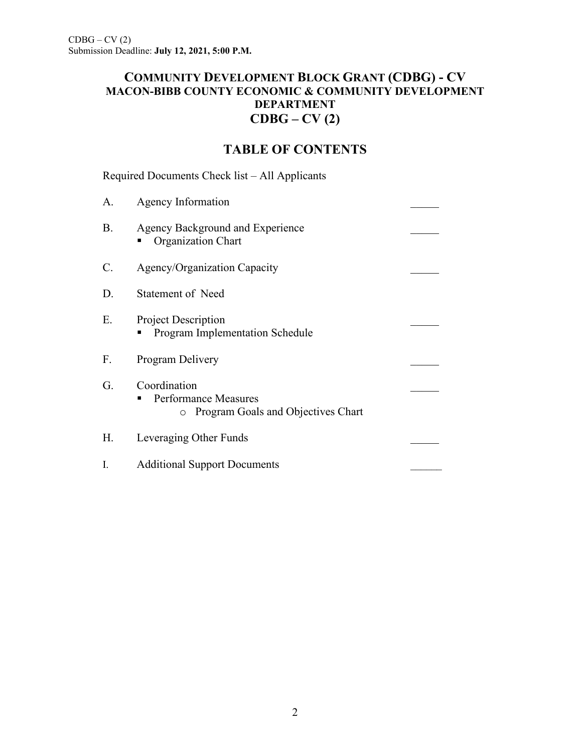# COMMUNITY DEVELOPMENT BLOCK GRANT (CDBG) - CV

## MACON-BIBB COUNTY ECONOMIC & COMMUNITY DEVELOPMENT DEPARTMENT

## CDBG – CV (2)

## TABLE OF CONTENTS

Required Documents Check list – All Applicants

A. Agency Information _____

B. Agency Background and Experience _____
- Organization Chart

C. Agency/Organization Capacity _____

D. Statement of Need

E. Project Description _____
- Program Implementation Schedule

F. Program Delivery _____

G. Coordination _____
- Performance Measures
  - Program Goals and Objectives Chart

H. Leveraging Other Funds _____

I. Additional Support Documents ______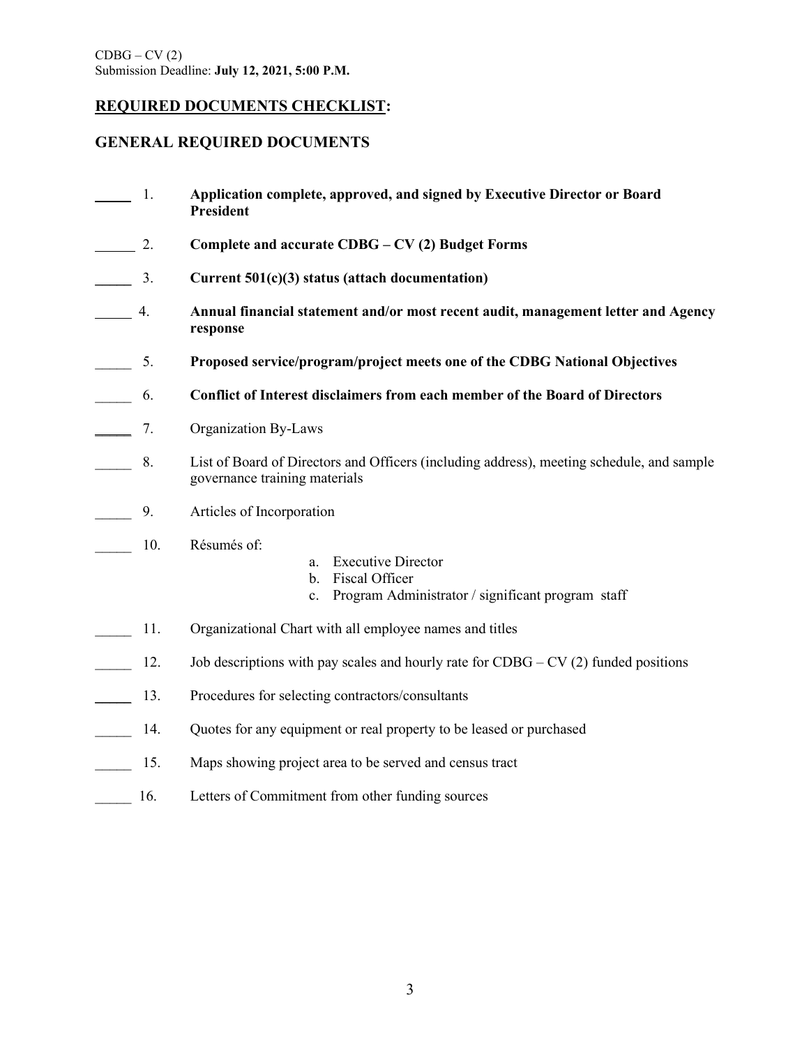CDBG – CV (2)
Submission Deadline: **July 12, 2021, 5:00 P.M.**

## <u>REQUIRED DOCUMENTS CHECKLIST</u>:

## GENERAL REQUIRED DOCUMENTS

_____ 1. **Application complete, approved, and signed by Executive Director or Board President**

_____ 2. **Complete and accurate CDBG – CV (2) Budget Forms**

_____ 3. **Current 501(c)(3) status (attach documentation)**

_____ 4. **Annual financial statement and/or most recent audit, management letter and Agency response**

_____ 5. **Proposed service/program/project meets one of the CDBG National Objectives**

_____ 6. **Conflict of Interest disclaimers from each member of the Board of Directors**

_____ 7. Organization By-Laws

_____ 8. List of Board of Directors and Officers (including address), meeting schedule, and sample governance training materials

_____ 9. Articles of Incorporation

_____ 10. Résumés of:
  a. Executive Director
  b. Fiscal Officer
  c. Program Administrator / significant program staff

_____ 11. Organizational Chart with all employee names and titles

_____ 12. Job descriptions with pay scales and hourly rate for CDBG – CV (2) funded positions

_____ 13. Procedures for selecting contractors/consultants

_____ 14. Quotes for any equipment or real property to be leased or purchased

_____ 15. Maps showing project area to be served and census tract

_____ 16. Letters of Commitment from other funding sources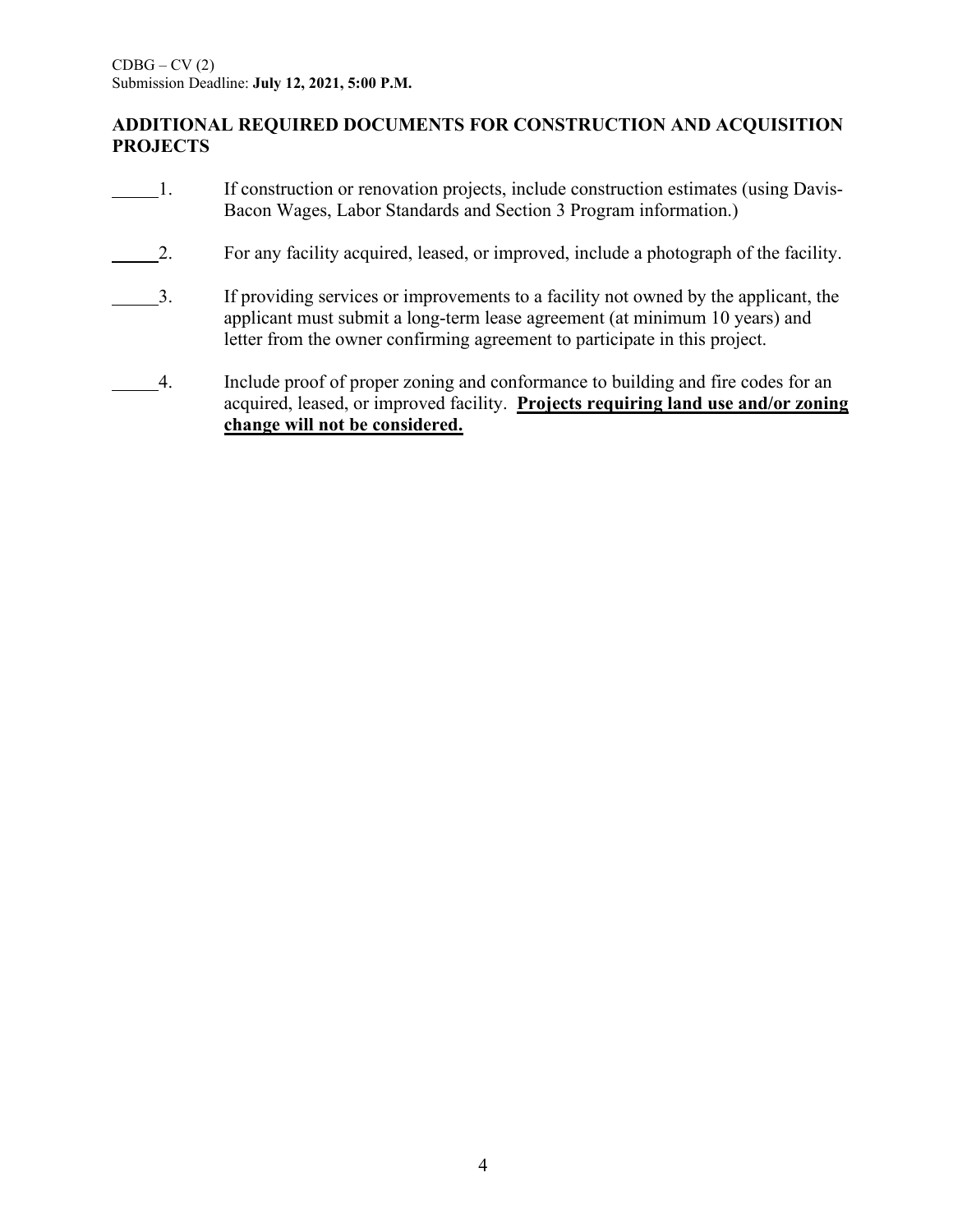## ADDITIONAL REQUIRED DOCUMENTS FOR CONSTRUCTION AND ACQUISITION PROJECTS

_____1. If construction or renovation projects, include construction estimates (using Davis-Bacon Wages, Labor Standards and Section 3 Program information.)

_____2. For any facility acquired, leased, or improved, include a photograph of the facility.

_____3. If providing services or improvements to a facility not owned by the applicant, the applicant must submit a long-term lease agreement (at minimum 10 years) and letter from the owner confirming agreement to participate in this project.

_____4. Include proof of proper zoning and conformance to building and fire codes for an acquired, leased, or improved facility. **Projects requiring land use and/or zoning change will not be considered.**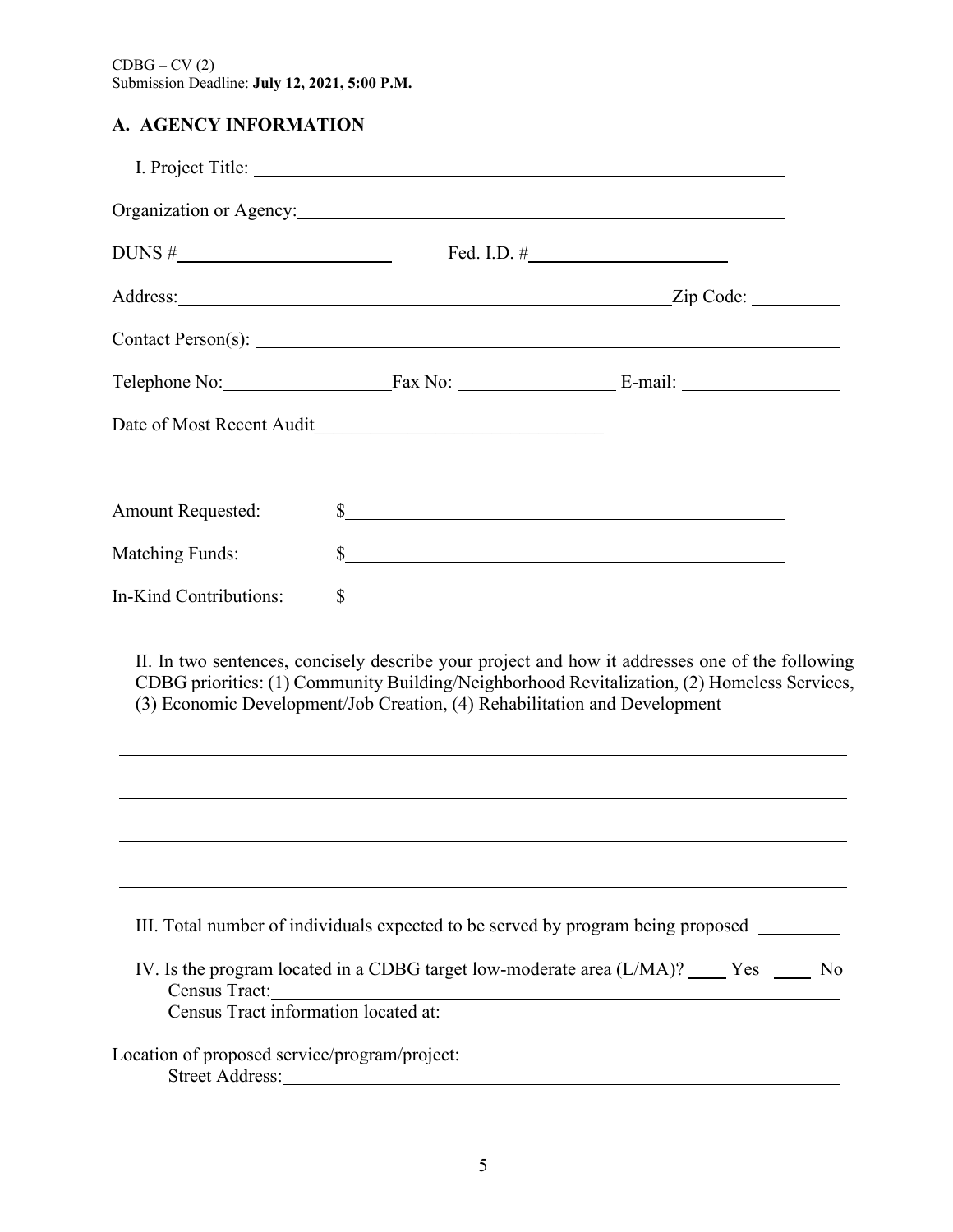CDBG – CV (2)
Submission Deadline: **July 12, 2021, 5:00 P.M.**

## A. AGENCY INFORMATION

I. Project Title: ____________________________________________

Organization or Agency: ____________________________________________

DUNS # ____________________ Fed. I.D. # ____________________

Address: ____________________________________________ Zip Code: __________

Contact Person(s): ____________________________________________

Telephone No: ________________ Fax No: ________________ E-mail: ________________

Date of Most Recent Audit ____________________________

Amount Requested: $ ____________________________________________

Matching Funds: $ ____________________________________________

In-Kind Contributions: $ ____________________________________________

II. In two sentences, concisely describe your project and how it addresses one of the following CDBG priorities: (1) Community Building/Neighborhood Revitalization, (2) Homeless Services, (3) Economic Development/Job Creation, (4) Rehabilitation and Development

____________________________________________________________________________

____________________________________________________________________________

____________________________________________________________________________

____________________________________________________________________________

III. Total number of individuals expected to be served by program being proposed _________

IV. Is the program located in a CDBG target low-moderate area (L/MA)? ____ Yes ____ No
Census Tract: ____________________________________________
Census Tract information located at:

Location of proposed service/program/project:
Street Address: ____________________________________________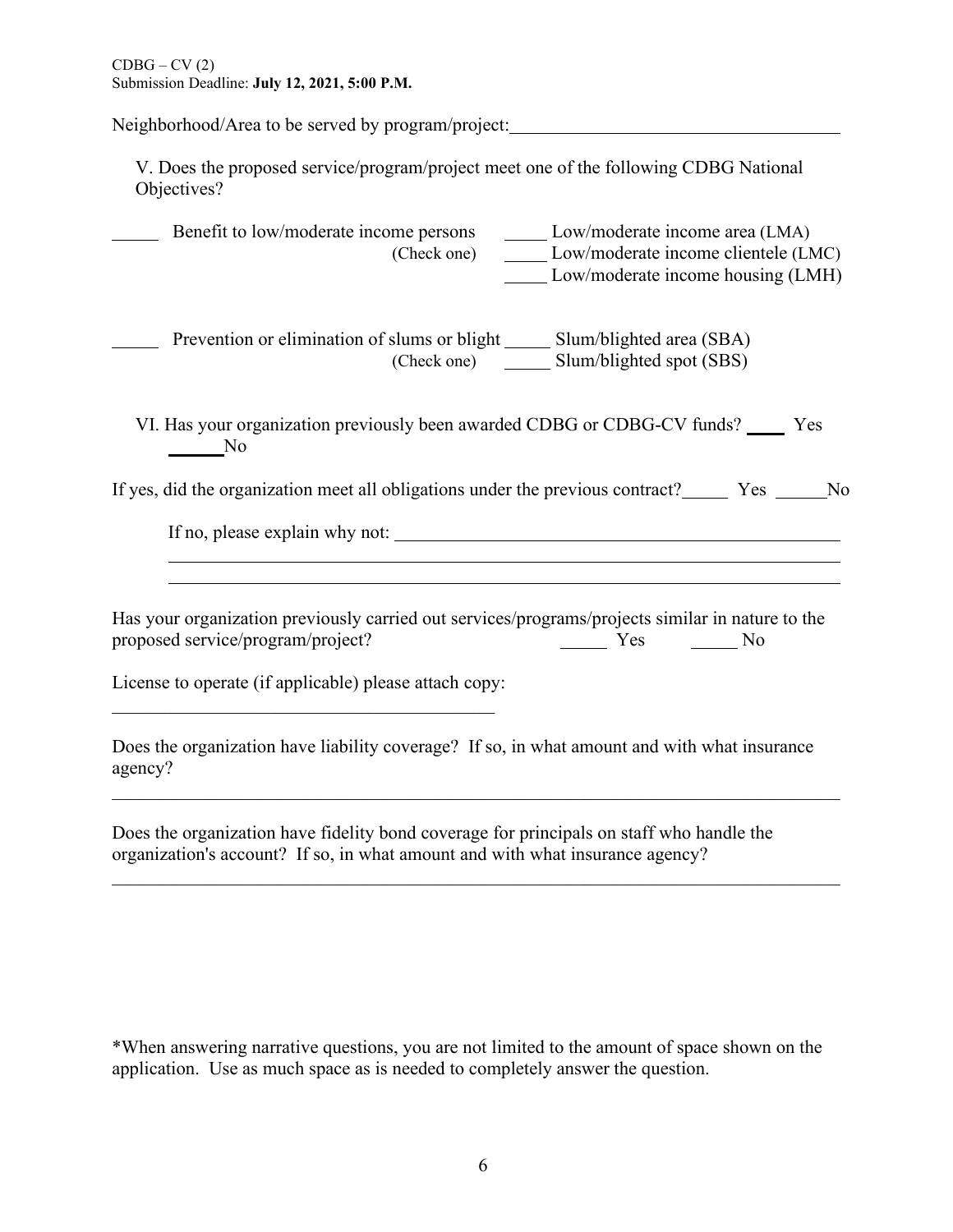Neighborhood/Area to be served by program/project: ____________________________________

V. Does the proposed service/program/project meet one of the following CDBG National Objectives?

_____ Benefit to low/moderate income persons (Check one)
- _____ Low/moderate income area (LMA)
- _____ Low/moderate income clientele (LMC)
- _____ Low/moderate income housing (LMH)

_____ Prevention or elimination of slums or blight (Check one)
- _____ Slum/blighted area (SBA)
- _____ Slum/blighted spot (SBS)

VI. Has your organization previously been awarded CDBG or CDBG-CV funds? ____ Yes ______No

If yes, did the organization meet all obligations under the previous contract? _____ Yes _____No

If no, please explain why not: ____________________________________________________

______________________________________________________________________________

______________________________________________________________________________

Has your organization previously carried out services/programs/projects similar in nature to the proposed service/program/project? _____ Yes _____ No

License to operate (if applicable) please attach copy:

____________________________________________

Does the organization have liability coverage? If so, in what amount and with what insurance agency?

______________________________________________________________________________

Does the organization have fidelity bond coverage for principals on staff who handle the organization's account? If so, in what amount and with what insurance agency?

______________________________________________________________________________

*When answering narrative questions, you are not limited to the amount of space shown on the application. Use as much space as is needed to completely answer the question.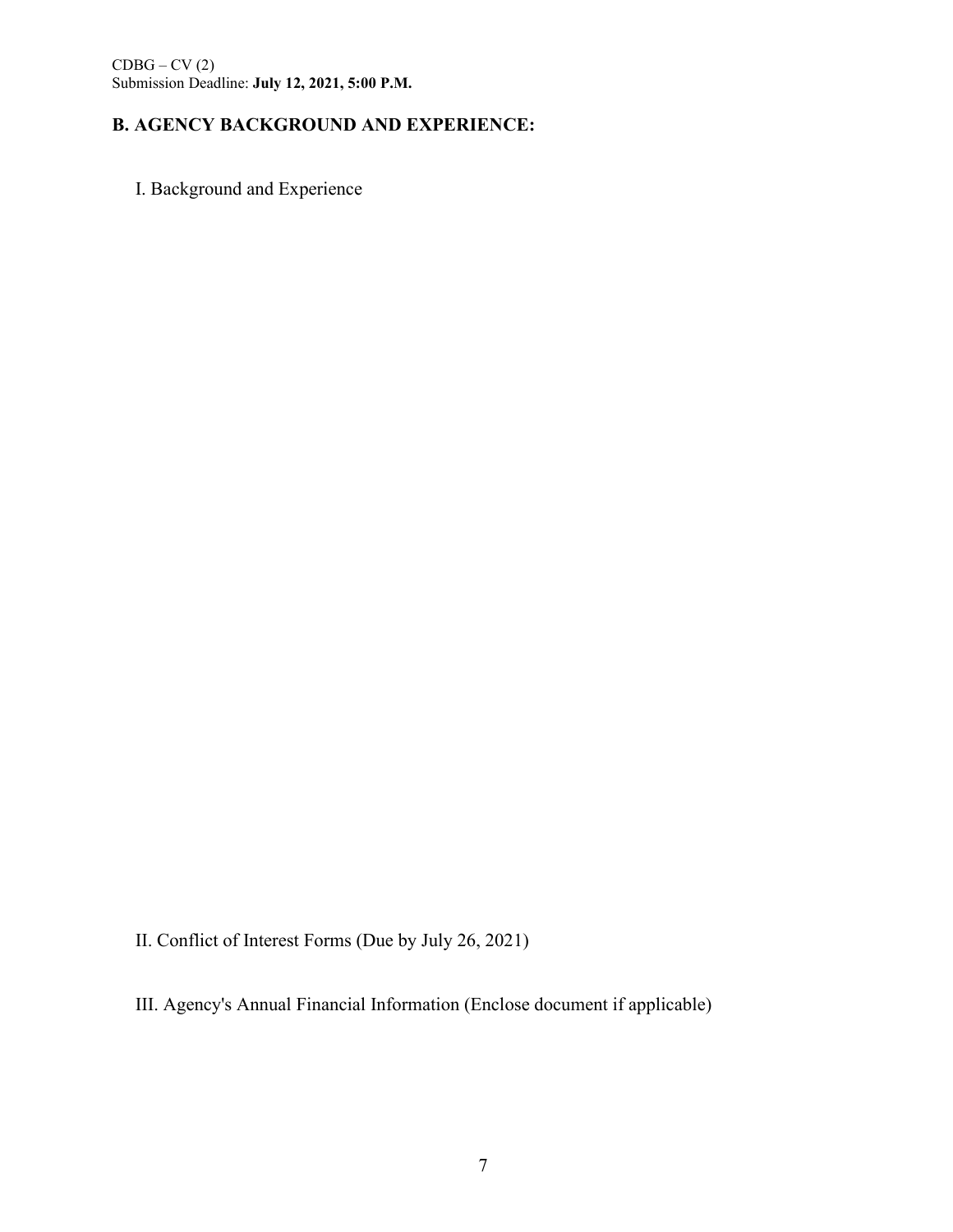## B. AGENCY BACKGROUND AND EXPERIENCE:

I. Background and Experience

II. Conflict of Interest Forms (Due by July 26, 2021)

III. Agency's Annual Financial Information (Enclose document if applicable)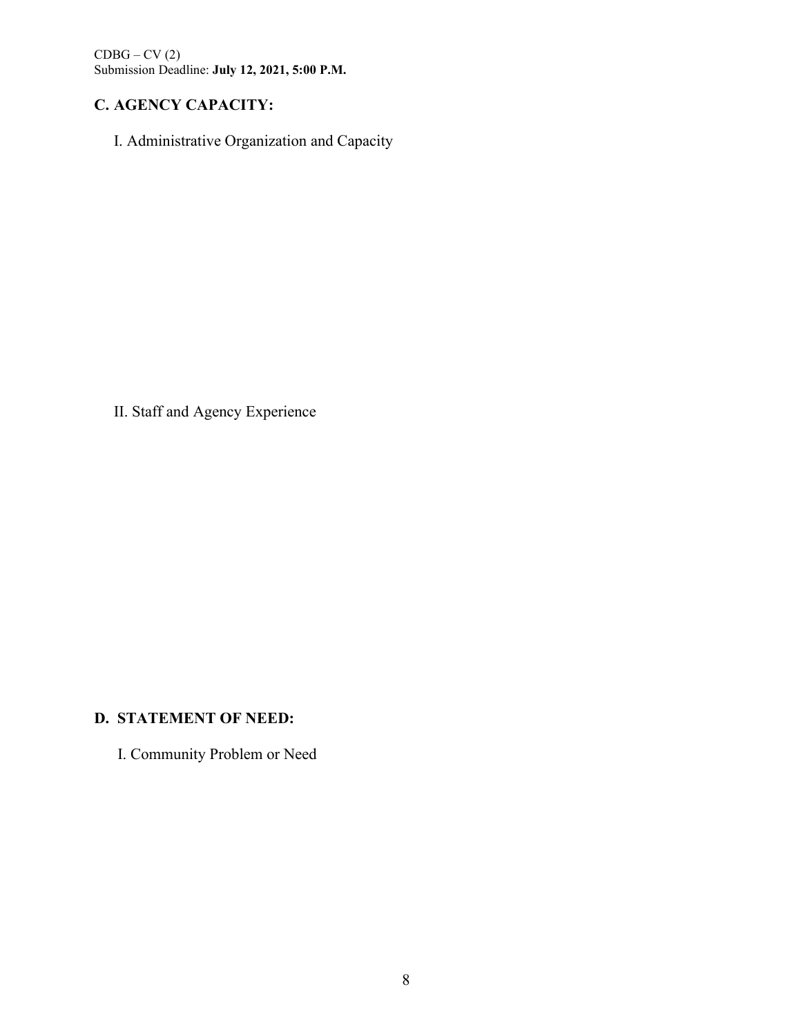## C. AGENCY CAPACITY:

I. Administrative Organization and Capacity

II. Staff and Agency Experience

## D. STATEMENT OF NEED:

I. Community Problem or Need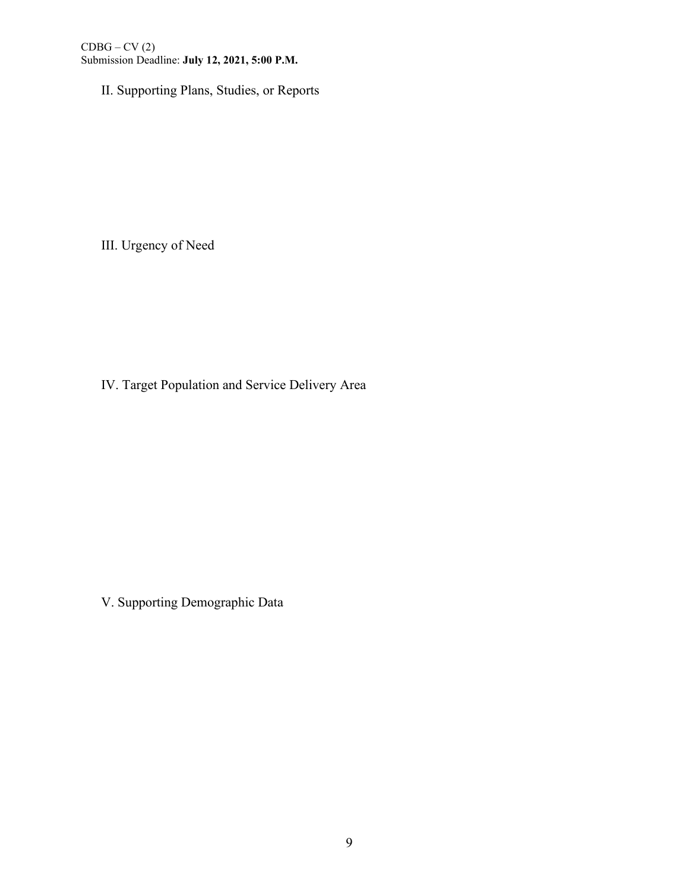## II. Supporting Plans, Studies, or Reports

## III. Urgency of Need

## IV. Target Population and Service Delivery Area

## V. Supporting Demographic Data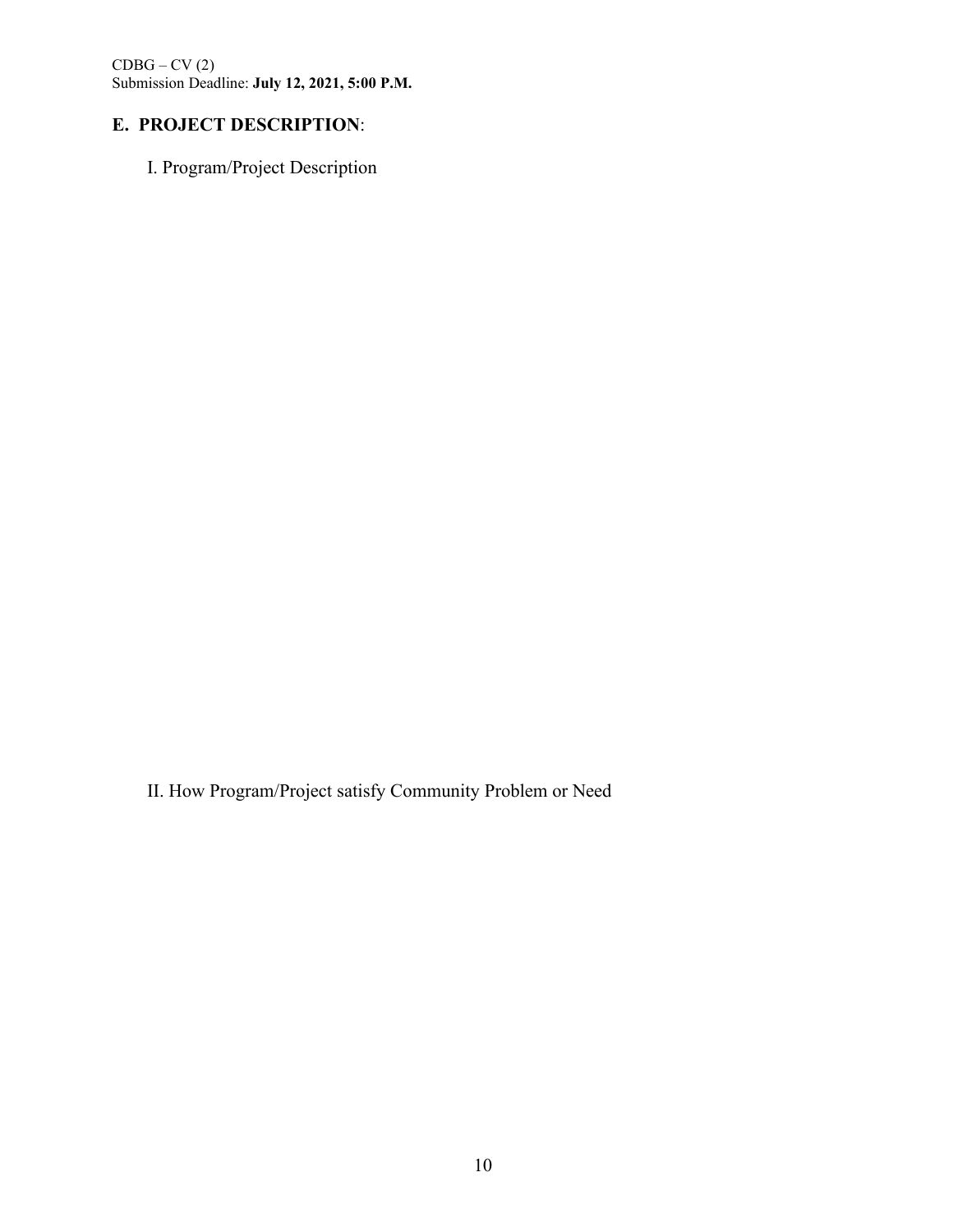## E. PROJECT DESCRIPTION:

I. Program/Project Description

II. How Program/Project satisfy Community Problem or Need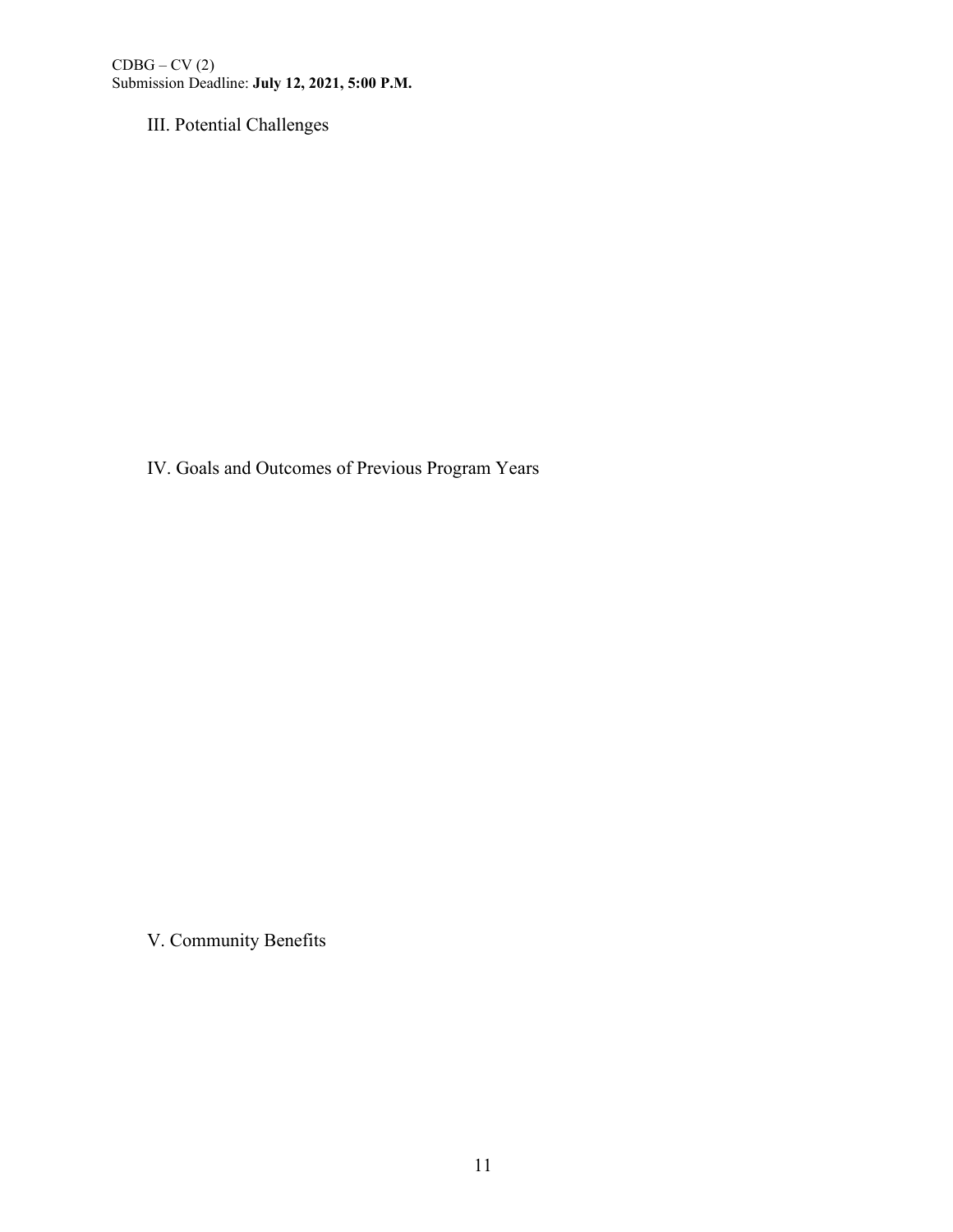III. Potential Challenges

IV. Goals and Outcomes of Previous Program Years

V. Community Benefits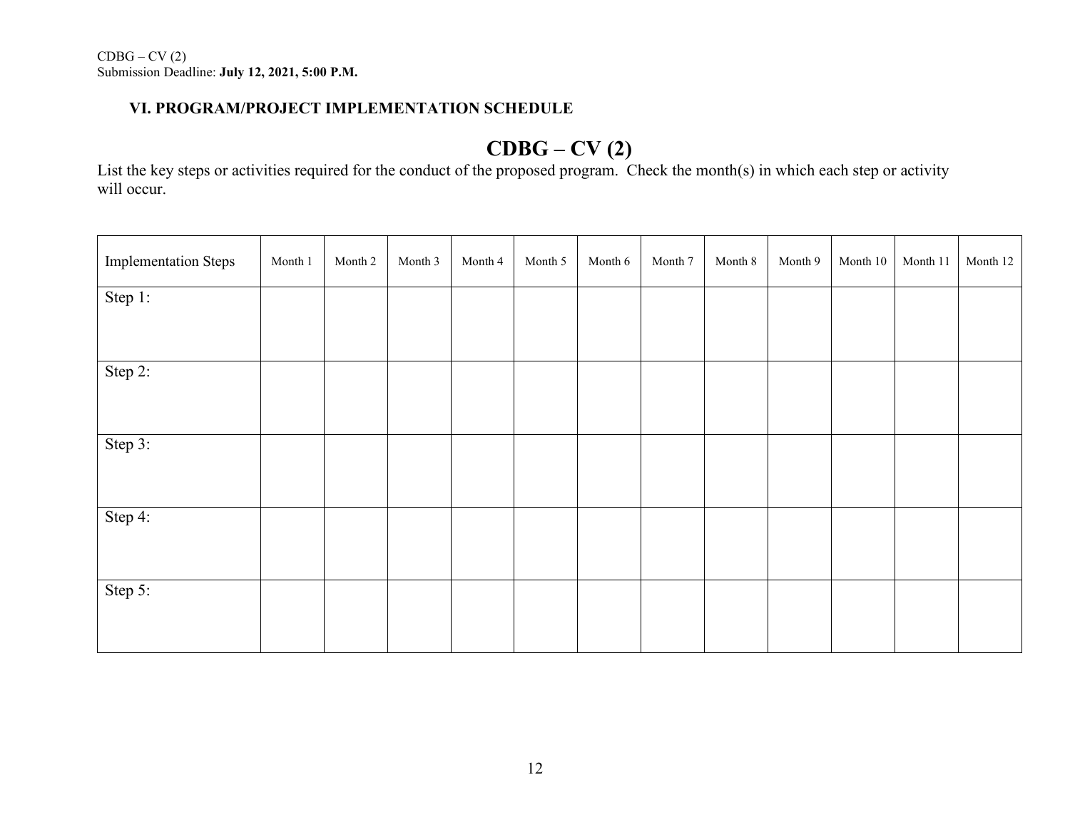### VI. PROGRAM/PROJECT IMPLEMENTATION SCHEDULE

# CDBG – CV (2)

List the key steps or activities required for the conduct of the proposed program. Check the month(s) in which each step or activity will occur.

| Implementation Steps | Month 1 | Month 2 | Month 3 | Month 4 | Month 5 | Month 6 | Month 7 | Month 8 | Month 9 | Month 10 | Month 11 | Month 12 |
|---|---|---|---|---|---|---|---|---|---|---|---|---|
| Step 1: | | | | | | | | | | | | |
| Step 2: | | | | | | | | | | | | |
| Step 3: | | | | | | | | | | | | |
| Step 4: | | | | | | | | | | | | |
| Step 5: | | | | | | | | | | | | |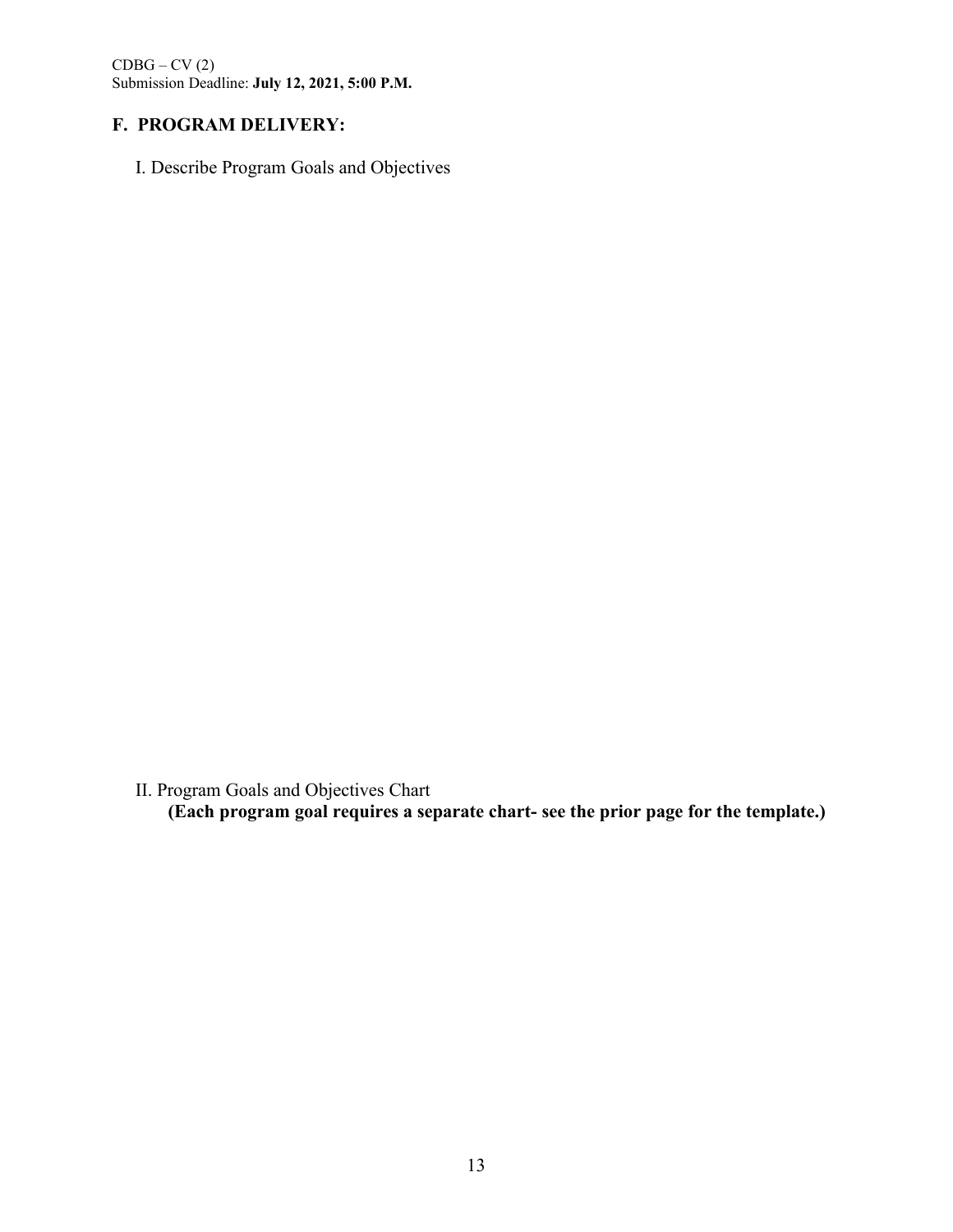## F. PROGRAM DELIVERY:

I. Describe Program Goals and Objectives

II. Program Goals and Objectives Chart
**(Each program goal requires a separate chart- see the prior page for the template.)**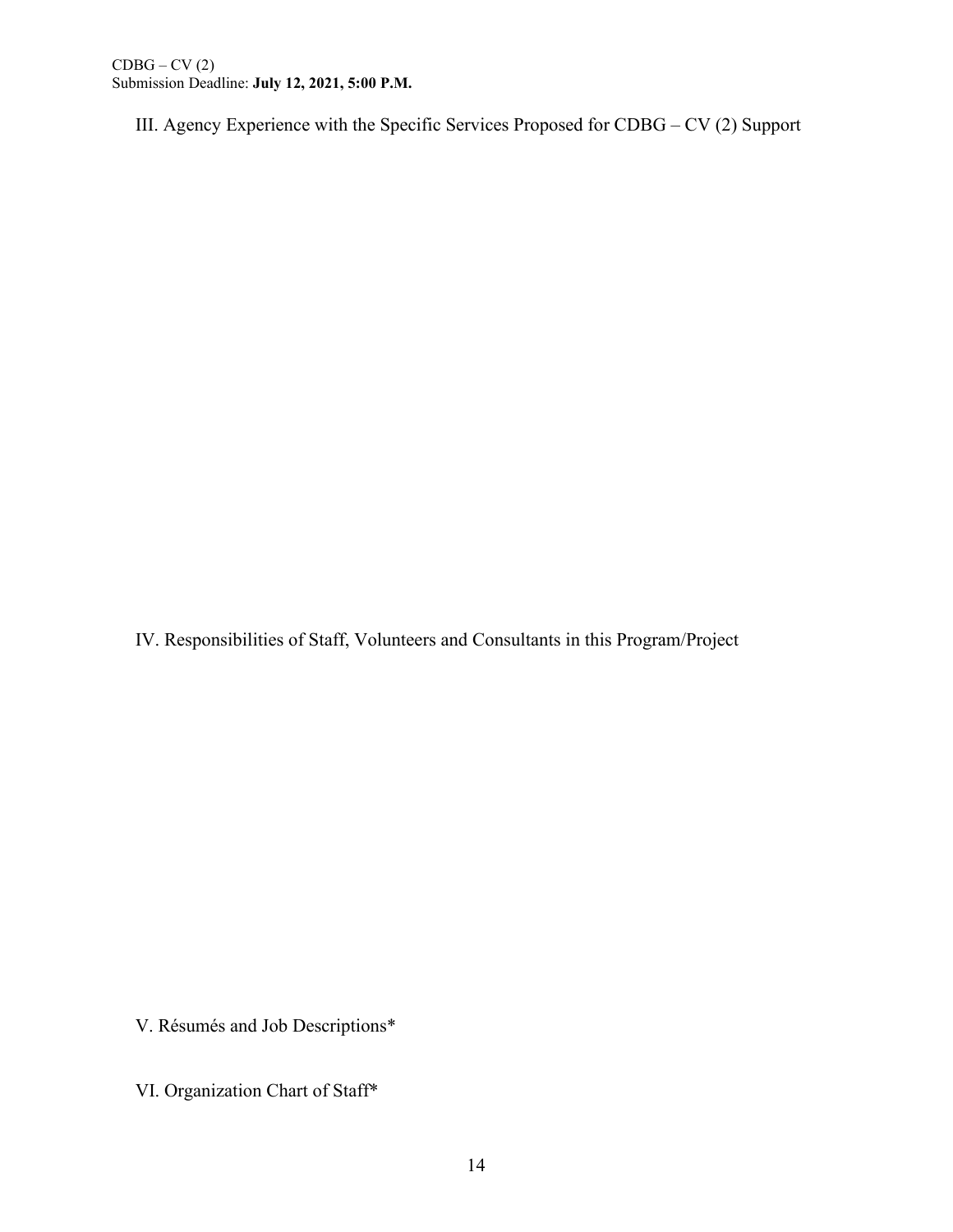## III. Agency Experience with the Specific Services Proposed for CDBG – CV (2) Support

## IV. Responsibilities of Staff, Volunteers and Consultants in this Program/Project

## V. Résumés and Job Descriptions*

## VI. Organization Chart of Staff*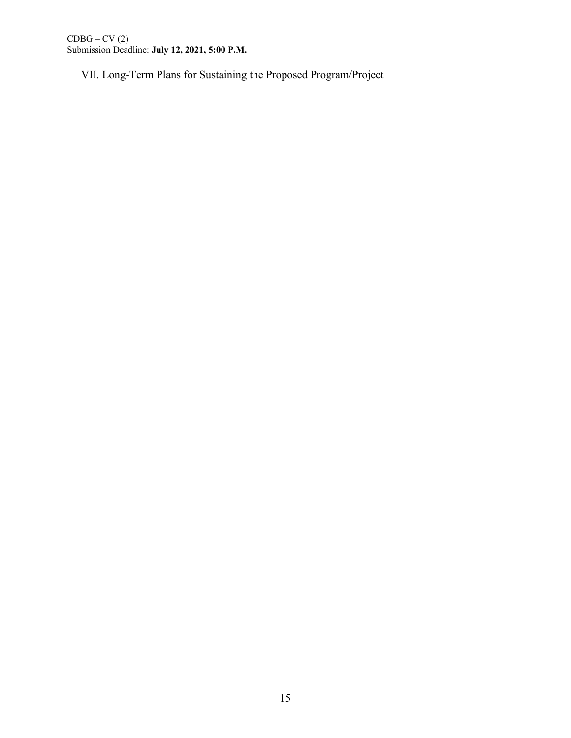VII. Long-Term Plans for Sustaining the Proposed Program/Project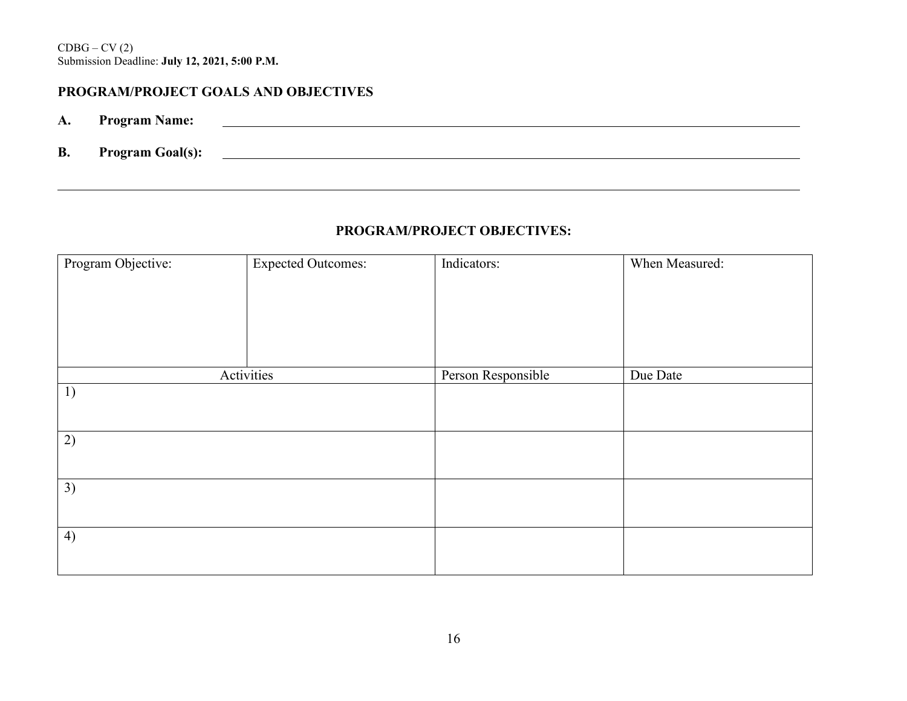CDBG – CV (2)
Submission Deadline: **July 12, 2021, 5:00 P.M.**

## PROGRAM/PROJECT GOALS AND OBJECTIVES

**A. Program Name:** ______________________________________________

**B. Program Goal(s):** ______________________________________________

______________________________________________________________

### PROGRAM/PROJECT OBJECTIVES:

| Program Objective: | Expected Outcomes: | Indicators: | When Measured: |
|---|---|---|---|
| | | | |
| Activities | | Person Responsible | Due Date |
| 1) | | | |
| 2) | | | |
| 3) | | | |
| 4) | | | |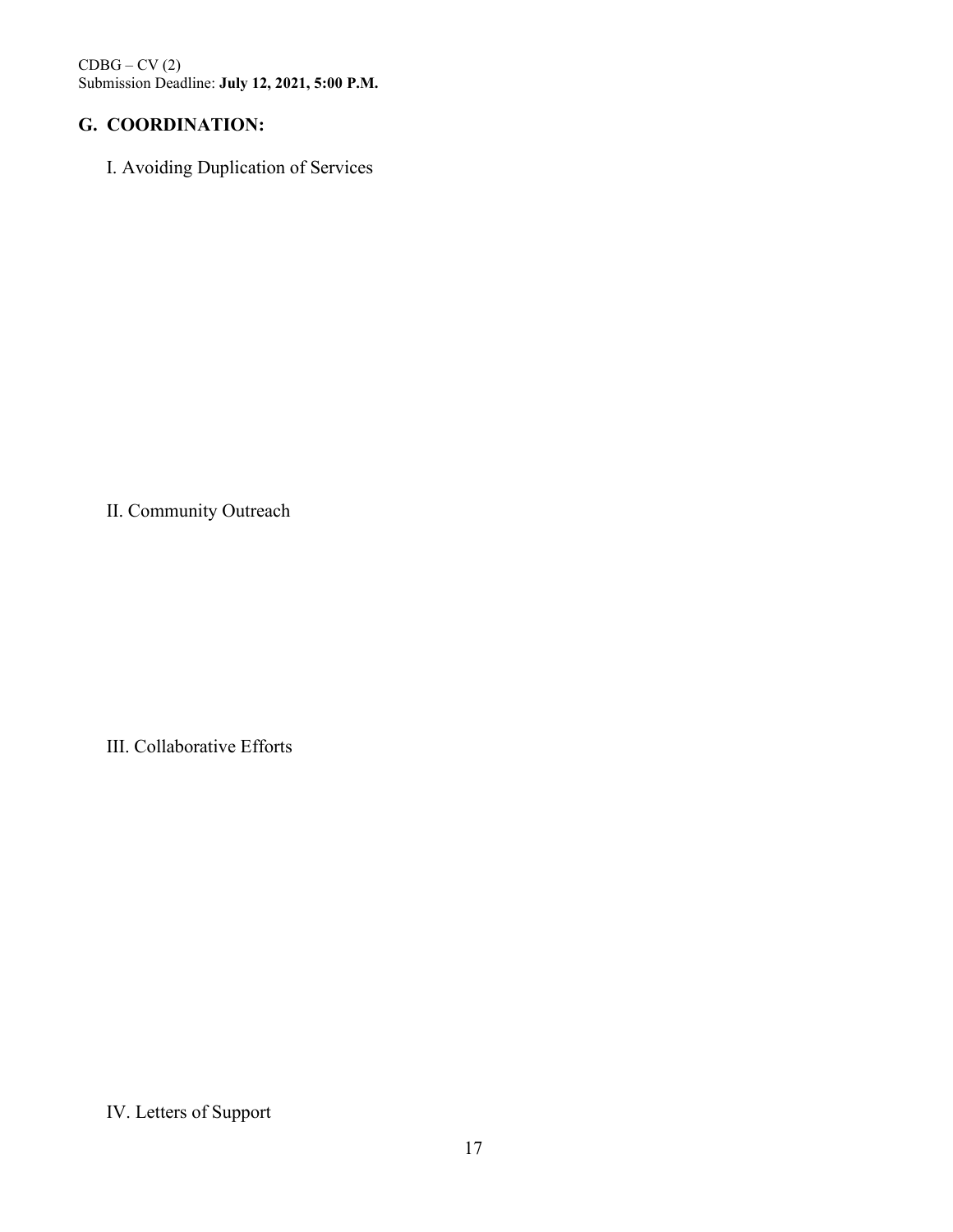## G. COORDINATION:

I. Avoiding Duplication of Services

II. Community Outreach

III. Collaborative Efforts

IV. Letters of Support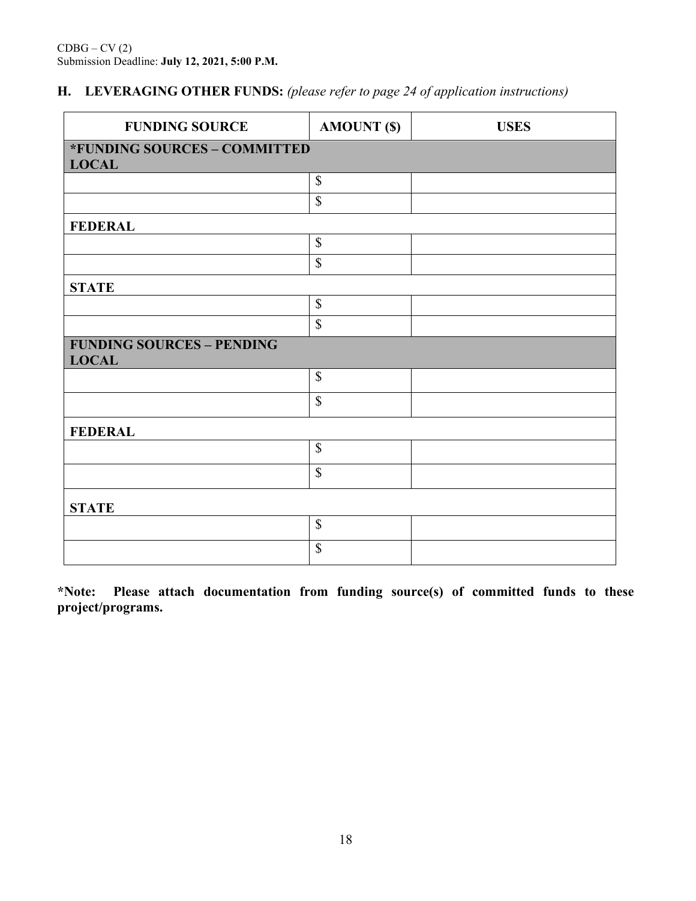CDBG – CV (2)
Submission Deadline: **July 12, 2021, 5:00 P.M.**

## H. LEVERAGING OTHER FUNDS: *(please refer to page 24 of application instructions)*

| FUNDING SOURCE | AMOUNT ($) | USES |
|---|---|---|
| **\*FUNDING SOURCES – COMMITTED** | | |
| **LOCAL** | | |
| | $ | |
| | $ | |
| **FEDERAL** | | |
| | $ | |
| | $ | |
| **STATE** | | |
| | $ | |
| | $ | |
| **FUNDING SOURCES – PENDING** | | |
| **LOCAL** | | |
| | $ | |
| | $ | |
| **FEDERAL** | | |
| | $ | |
| | $ | |
| **STATE** | | |
| | $ | |
| | $ | |

**\*Note: Please attach documentation from funding source(s) of committed funds to these project/programs.**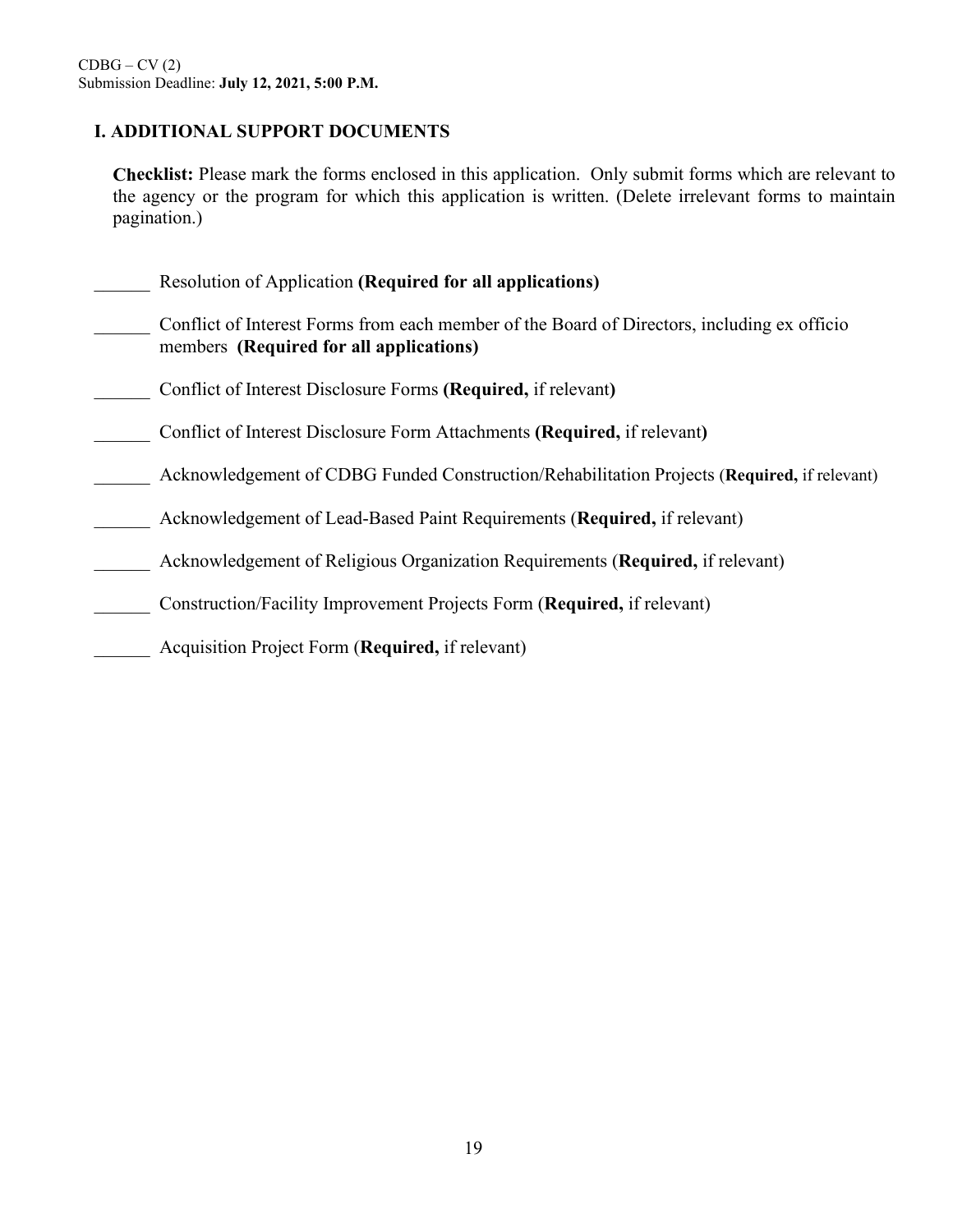## I. ADDITIONAL SUPPORT DOCUMENTS

**Checklist:** Please mark the forms enclosed in this application. Only submit forms which are relevant to the agency or the program for which this application is written. (Delete irrelevant forms to maintain pagination.)

______ Resolution of Application **(Required for all applications)**

______ Conflict of Interest Forms from each member of the Board of Directors, including ex officio members **(Required for all applications)**

______ Conflict of Interest Disclosure Forms **(Required,** if relevant**)**

______ Conflict of Interest Disclosure Form Attachments **(Required,** if relevant**)**

______ Acknowledgement of CDBG Funded Construction/Rehabilitation Projects (**Required,** if relevant)

______ Acknowledgement of Lead-Based Paint Requirements (**Required,** if relevant)

______ Acknowledgement of Religious Organization Requirements (**Required,** if relevant)

______ Construction/Facility Improvement Projects Form (**Required,** if relevant)

______ Acquisition Project Form (**Required,** if relevant)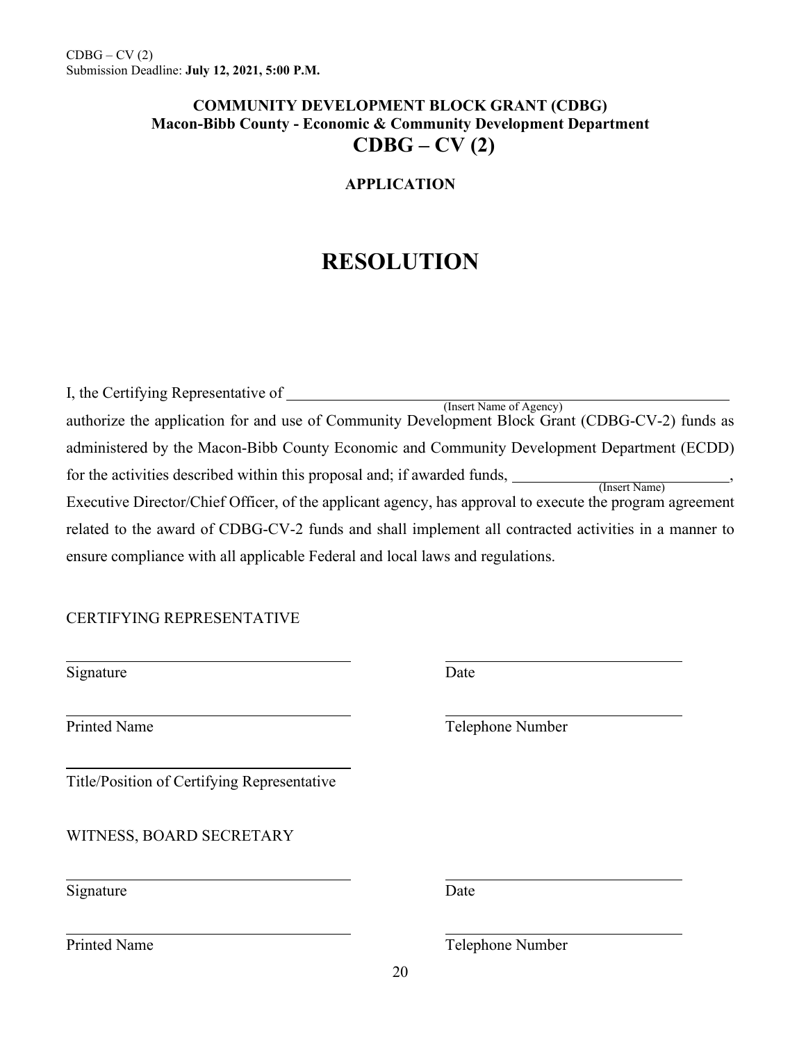CDBG – CV (2)
Submission Deadline: **July 12, 2021, 5:00 P.M.**

**COMMUNITY DEVELOPMENT BLOCK GRANT (CDBG)**
**Macon-Bibb County - Economic & Community Development Department**

## CDBG – CV (2)

**APPLICATION**

# RESOLUTION

I, the Certifying Representative of ______________________________________________________
(Insert Name of Agency)
authorize the application for and use of Community Development Block Grant (CDBG-CV-2) funds as administered by the Macon-Bibb County Economic and Community Development Department (ECDD) for the activities described within this proposal and; if awarded funds, ______________________________,
(Insert Name)
Executive Director/Chief Officer, of the applicant agency, has approval to execute the program agreement related to the award of CDBG-CV-2 funds and shall implement all contracted activities in a manner to ensure compliance with all applicable Federal and local laws and regulations.

CERTIFYING REPRESENTATIVE

______________________________ ______________________________
Signature Date

______________________________ ______________________________
Printed Name Telephone Number

______________________________
Title/Position of Certifying Representative

WITNESS, BOARD SECRETARY

______________________________ ______________________________
Signature Date

______________________________ ______________________________
Printed Name Telephone Number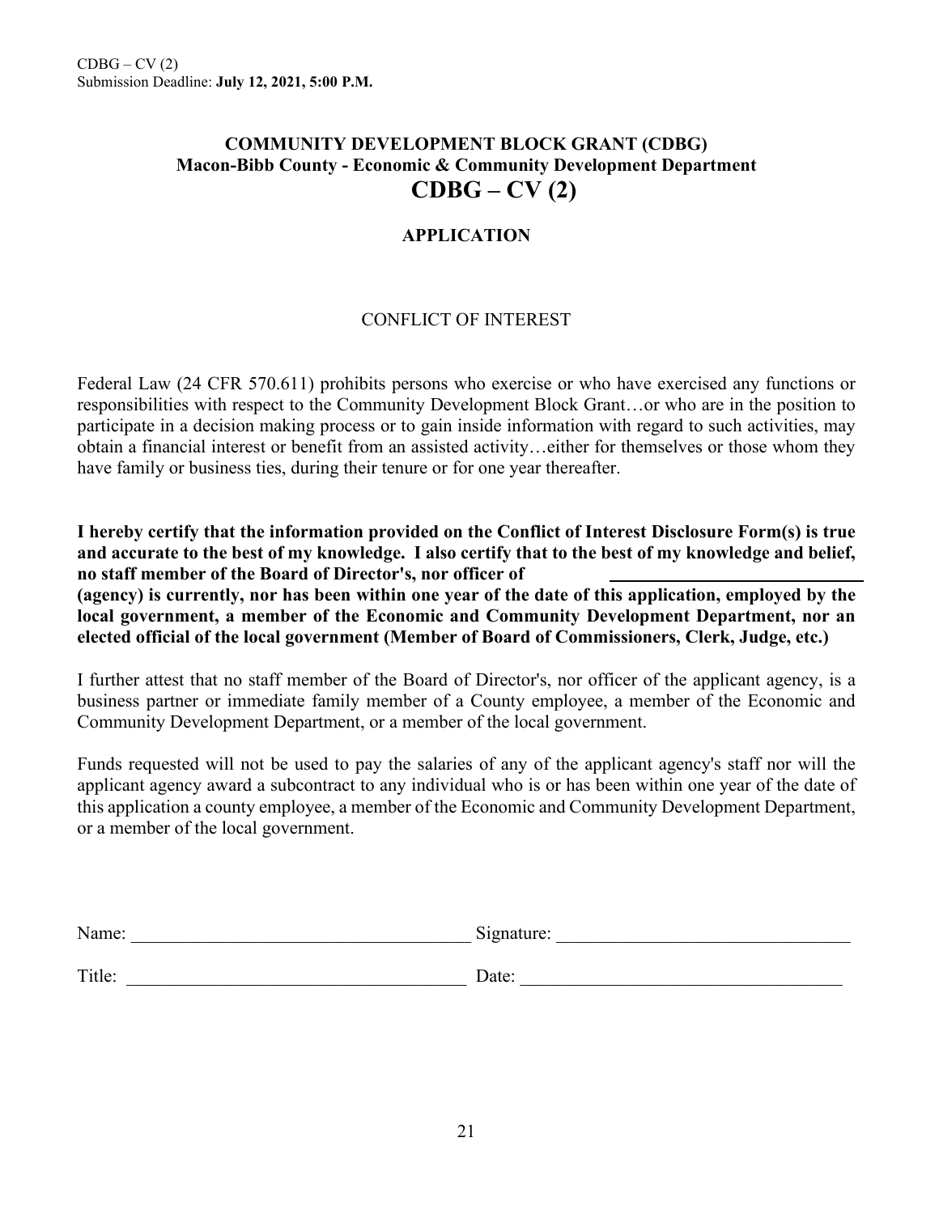**COMMUNITY DEVELOPMENT BLOCK GRANT (CDBG)**
**Macon-Bibb County - Economic & Community Development Department**

# CDBG – CV (2)

## APPLICATION

CONFLICT OF INTEREST

Federal Law (24 CFR 570.611) prohibits persons who exercise or who have exercised any functions or responsibilities with respect to the Community Development Block Grant…or who are in the position to participate in a decision making process or to gain inside information with regard to such activities, may obtain a financial interest or benefit from an assisted activity…either for themselves or those whom they have family or business ties, during their tenure or for one year thereafter.

**I hereby certify that the information provided on the Conflict of Interest Disclosure Form(s) is true and accurate to the best of my knowledge. I also certify that to the best of my knowledge and belief, no staff member of the Board of Director's, nor officer of \_\_\_\_\_\_\_\_\_\_\_\_\_\_\_\_\_\_\_\_\_\_\_\_ (agency) is currently, nor has been within one year of the date of this application, employed by the local government, a member of the Economic and Community Development Department, nor an elected official of the local government (Member of Board of Commissioners, Clerk, Judge, etc.)**

I further attest that no staff member of the Board of Director's, nor officer of the applicant agency, is a business partner or immediate family member of a County employee, a member of the Economic and Community Development Department, or a member of the local government.

Funds requested will not be used to pay the salaries of any of the applicant agency's staff nor will the applicant agency award a subcontract to any individual who is or has been within one year of the date of this application a county employee, a member of the Economic and Community Development Department, or a member of the local government.

Name: \_\_\_\_\_\_\_\_\_\_\_\_\_\_\_\_\_\_\_\_\_\_\_\_\_\_\_\_\_\_ Signature: \_\_\_\_\_\_\_\_\_\_\_\_\_\_\_\_\_\_\_\_\_\_\_\_\_\_\_\_\_\_

Title: \_\_\_\_\_\_\_\_\_\_\_\_\_\_\_\_\_\_\_\_\_\_\_\_\_\_\_\_\_\_ Date: \_\_\_\_\_\_\_\_\_\_\_\_\_\_\_\_\_\_\_\_\_\_\_\_\_\_\_\_\_\_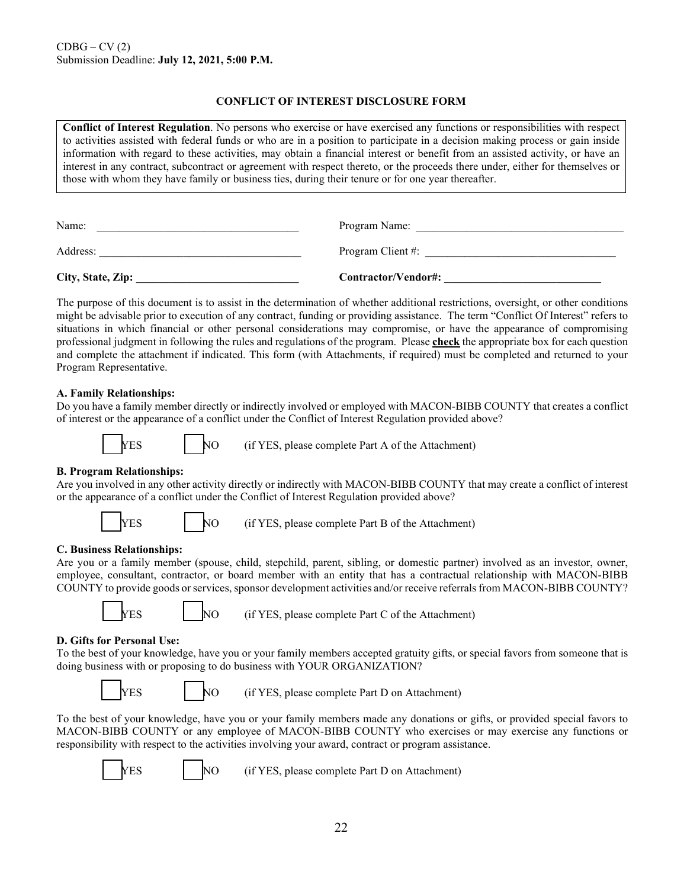CDBG – CV (2)
Submission Deadline: **July 12, 2021, 5:00 P.M.**

## CONFLICT OF INTEREST DISCLOSURE FORM

**Conflict of Interest Regulation**. No persons who exercise or have exercised any functions or responsibilities with respect to activities assisted with federal funds or who are in a position to participate in a decision making process or gain inside information with regard to these activities, may obtain a financial interest or benefit from an assisted activity, or have an interest in any contract, subcontract or agreement with respect thereto, or the proceeds there under, either for themselves or those with whom they have family or business ties, during their tenure or for one year thereafter.

Name: ___________________________________ Program Name: ___________________________________

Address: ___________________________________ Program Client #: ________________________________

**City, State, Zip: ____________________________ Contractor/Vendor#: ___________________________**

The purpose of this document is to assist in the determination of whether additional restrictions, oversight, or other conditions might be advisable prior to execution of any contract, funding or providing assistance. The term "Conflict Of Interest" refers to situations in which financial or other personal considerations may compromise, or have the appearance of compromising professional judgment in following the rules and regulations of the program. Please **check** the appropriate box for each question and complete the attachment if indicated. This form (with Attachments, if required) must be completed and returned to your Program Representative.

**A. Family Relationships:**
Do you have a family member directly or indirectly involved or employed with MACON-BIBB COUNTY that creates a conflict of interest or the appearance of a conflict under the Conflict of Interest Regulation provided above?

☐ YES ☐ NO (if YES, please complete Part A of the Attachment)

**B. Program Relationships:**
Are you involved in any other activity directly or indirectly with MACON-BIBB COUNTY that may create a conflict of interest or the appearance of a conflict under the Conflict of Interest Regulation provided above?

☐ YES ☐ NO (if YES, please complete Part B of the Attachment)

**C. Business Relationships:**
Are you or a family member (spouse, child, stepchild, parent, sibling, or domestic partner) involved as an investor, owner, employee, consultant, contractor, or board member with an entity that has a contractual relationship with MACON-BIBB COUNTY to provide goods or services, sponsor development activities and/or receive referrals from MACON-BIBB COUNTY?

☐ YES ☐ NO (if YES, please complete Part C of the Attachment)

**D. Gifts for Personal Use:**
To the best of your knowledge, have you or your family members accepted gratuity gifts, or special favors from someone that is doing business with or proposing to do business with YOUR ORGANIZATION?

☐ YES ☐ NO (if YES, please complete Part D on Attachment)

To the best of your knowledge, have you or your family members made any donations or gifts, or provided special favors to MACON-BIBB COUNTY or any employee of MACON-BIBB COUNTY who exercises or may exercise any functions or responsibility with respect to the activities involving your award, contract or program assistance.

☐ YES ☐ NO (if YES, please complete Part D on Attachment)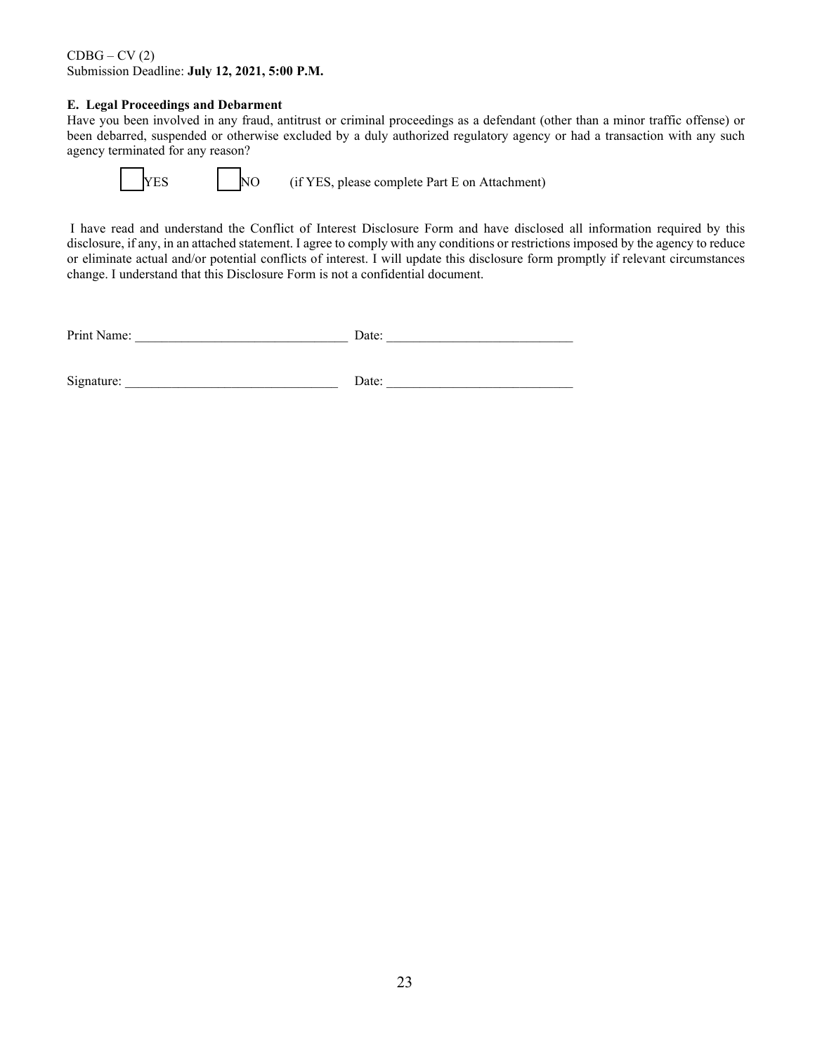CDBG – CV (2)
Submission Deadline: **July 12, 2021, 5:00 P.M.**

**E. Legal Proceedings and Debarment**

Have you been involved in any fraud, antitrust or criminal proceedings as a defendant (other than a minor traffic offense) or been debarred, suspended or otherwise excluded by a duly authorized regulatory agency or had a transaction with any such agency terminated for any reason?

☐ YES ☐ NO (if YES, please complete Part E on Attachment)

I have read and understand the Conflict of Interest Disclosure Form and have disclosed all information required by this disclosure, if any, in an attached statement. I agree to comply with any conditions or restrictions imposed by the agency to reduce or eliminate actual and/or potential conflicts of interest. I will update this disclosure form promptly if relevant circumstances change. I understand that this Disclosure Form is not a confidential document.

Print Name: _______________________________ Date: ___________________________

Signature: _______________________________ Date: ___________________________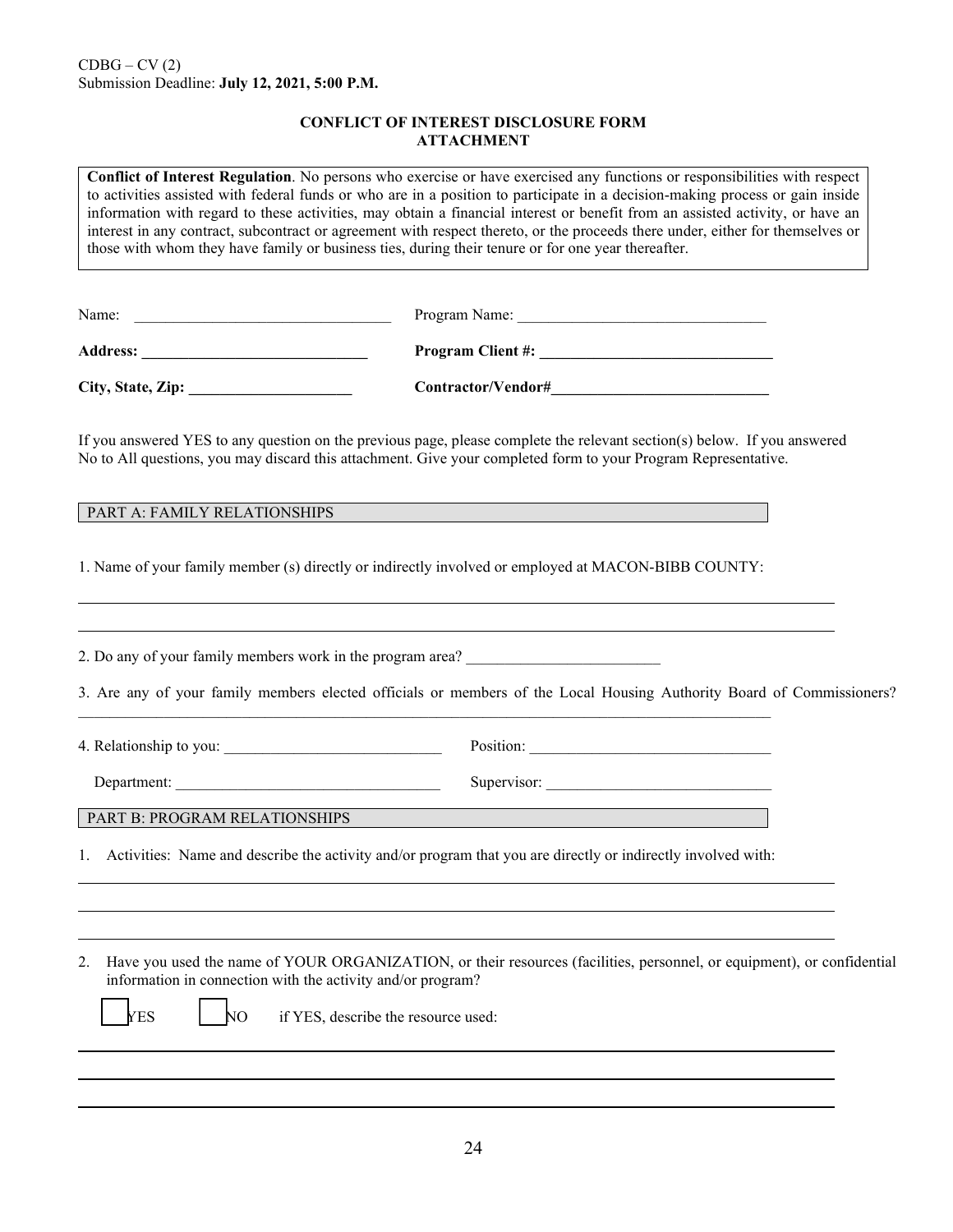CDBG – CV (2)
Submission Deadline: **July 12, 2021, 5:00 P.M.**

## CONFLICT OF INTEREST DISCLOSURE FORM ATTACHMENT

**Conflict of Interest Regulation**. No persons who exercise or have exercised any functions or responsibilities with respect to activities assisted with federal funds or who are in a position to participate in a decision-making process or gain inside information with regard to these activities, may obtain a financial interest or benefit from an assisted activity, or have an interest in any contract, subcontract or agreement with respect thereto, or the proceeds there under, either for themselves or those with whom they have family or business ties, during their tenure or for one year thereafter.

Name: ________________________________ Program Name: ________________________________

**Address: ______________________________** **Program Client #: ______________________________**

**City, State, Zip: _____________________** **Contractor/Vendor#_____________________________**

If you answered YES to any question on the previous page, please complete the relevant section(s) below. If you answered No to All questions, you may discard this attachment. Give your completed form to your Program Representative.

### PART A: FAMILY RELATIONSHIPS

1. Name of your family member (s) directly or indirectly involved or employed at MACON-BIBB COUNTY:

______________________________________________________________________________

______________________________________________________________________________

2. Do any of your family members work in the program area? _________________________

3. Are any of your family members elected officials or members of the Local Housing Authority Board of Commissioners? ______________________________________________________________________________

4. Relationship to you: ____________________________ Position: _______________________________

Department: __________________________________ Supervisor: _____________________________

### PART B: PROGRAM RELATIONSHIPS

1. Activities: Name and describe the activity and/or program that you are directly or indirectly involved with:

______________________________________________________________________________

______________________________________________________________________________

______________________________________________________________________________

2. Have you used the name of YOUR ORGANIZATION, or their resources (facilities, personnel, or equipment), or confidential information in connection with the activity and/or program?

☐ YES ☐ NO if YES, describe the resource used:

______________________________________________________________________________

______________________________________________________________________________

______________________________________________________________________________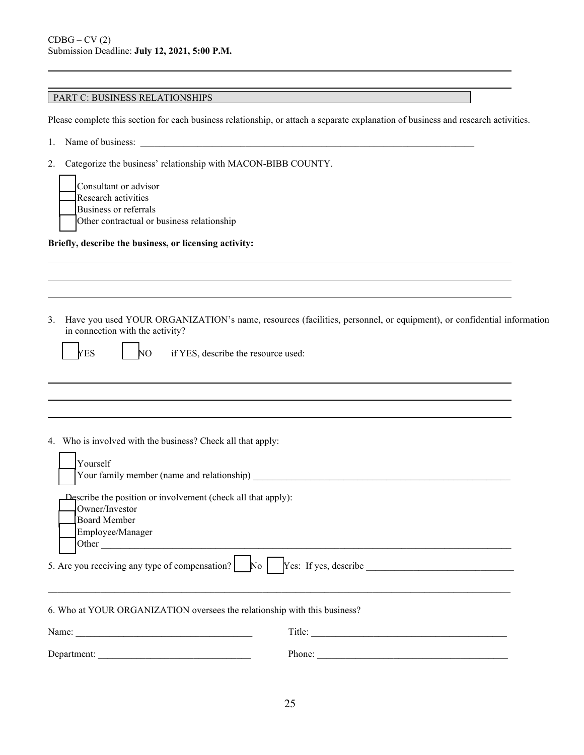CDBG – CV (2)
Submission Deadline: **July 12, 2021, 5:00 P.M.**

## PART C: BUSINESS RELATIONSHIPS

Please complete this section for each business relationship, or attach a separate explanation of business and research activities.

1. Name of business: ___________________________________________________________________________

2. Categorize the business' relationship with MACON-BIBB COUNTY.

   - [ ] Consultant or advisor
   - [ ] Research activities
   - [ ] Business or referrals
   - [ ] Other contractual or business relationship

**Briefly, describe the business, or licensing activity:**

___________________________________________________________________________

___________________________________________________________________________

___________________________________________________________________________

3. Have you used YOUR ORGANIZATION's name, resources (facilities, personnel, or equipment), or confidential information in connection with the activity?

   [ ] YES   [ ] NO   if YES, describe the resource used:

___________________________________________________________________________

___________________________________________________________________________

___________________________________________________________________________

4. Who is involved with the business? Check all that apply:

   - [ ] Yourself
   - [ ] Your family member (name and relationship) _______________________________________________

   Describe the position or involvement (check all that apply):

   - [ ] Owner/Investor
   - [ ] Board Member
   - [ ] Employee/Manager
   - [ ] Other ___________________________________________________________________________

5. Are you receiving any type of compensation? [ ] No [ ] Yes: If yes, describe ______________________________

___________________________________________________________________________

6. Who at YOUR ORGANIZATION oversees the relationship with this business?

Name: ____________________________________   Title: ________________________________________

Department: _______________________________   Phone: _______________________________________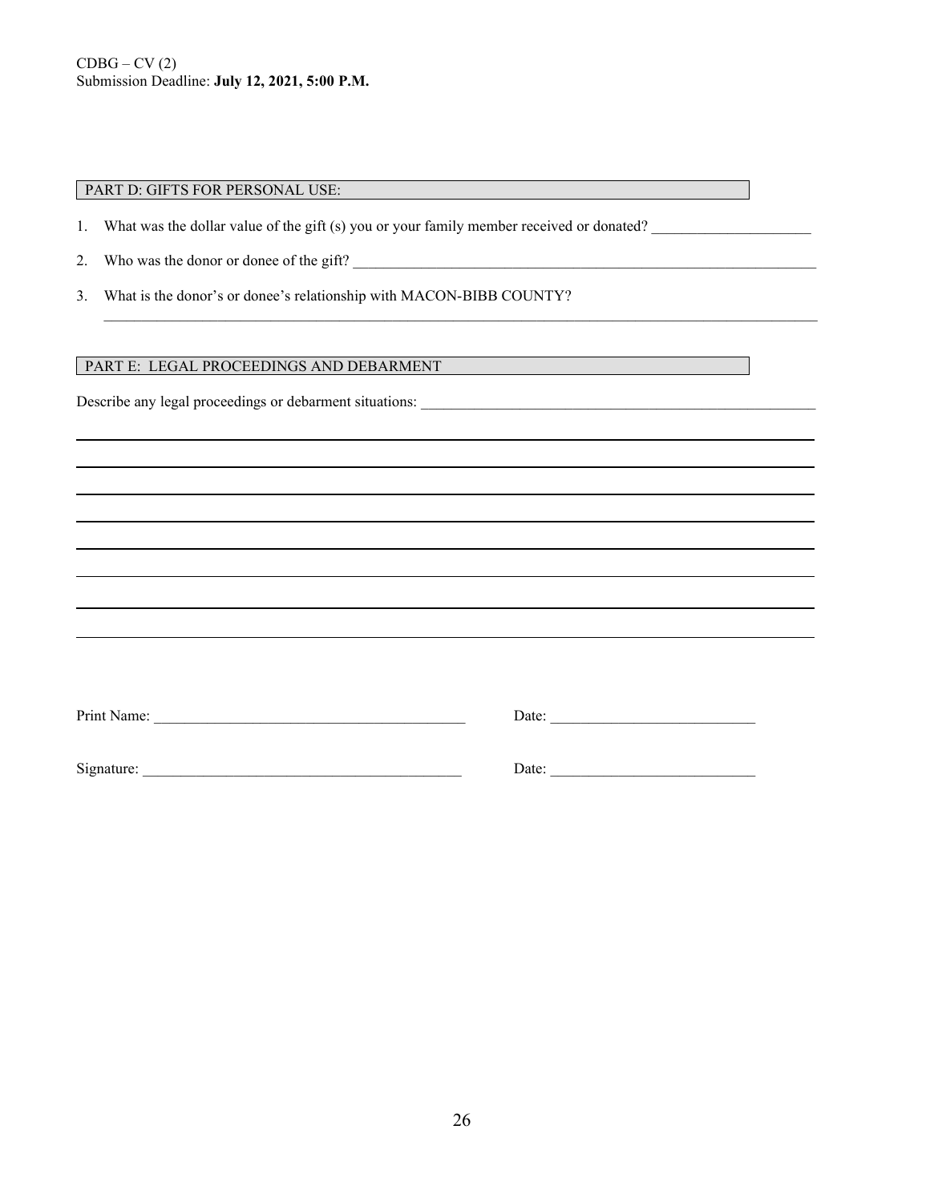CDBG – CV (2)
Submission Deadline: **July 12, 2021, 5:00 P.M.**

## PART D: GIFTS FOR PERSONAL USE:

1. What was the dollar value of the gift (s) you or your family member received or donated? _____________________

2. Who was the donor or donee of the gift? ________________________________________________________________

3. What is the donor's or donee's relationship with MACON-BIBB COUNTY?
_______________________________________________________________________________________________

## PART E: LEGAL PROCEEDINGS AND DEBARMENT

Describe any legal proceedings or debarment situations: ______________________________________________________

_______________________________________________________________________________________________

_______________________________________________________________________________________________

_______________________________________________________________________________________________

_______________________________________________________________________________________________

_______________________________________________________________________________________________

_______________________________________________________________________________________________

_______________________________________________________________________________________________

_______________________________________________________________________________________________

Print Name: __________________________________________ Date: ___________________________

Signature: ___________________________________________ Date: ___________________________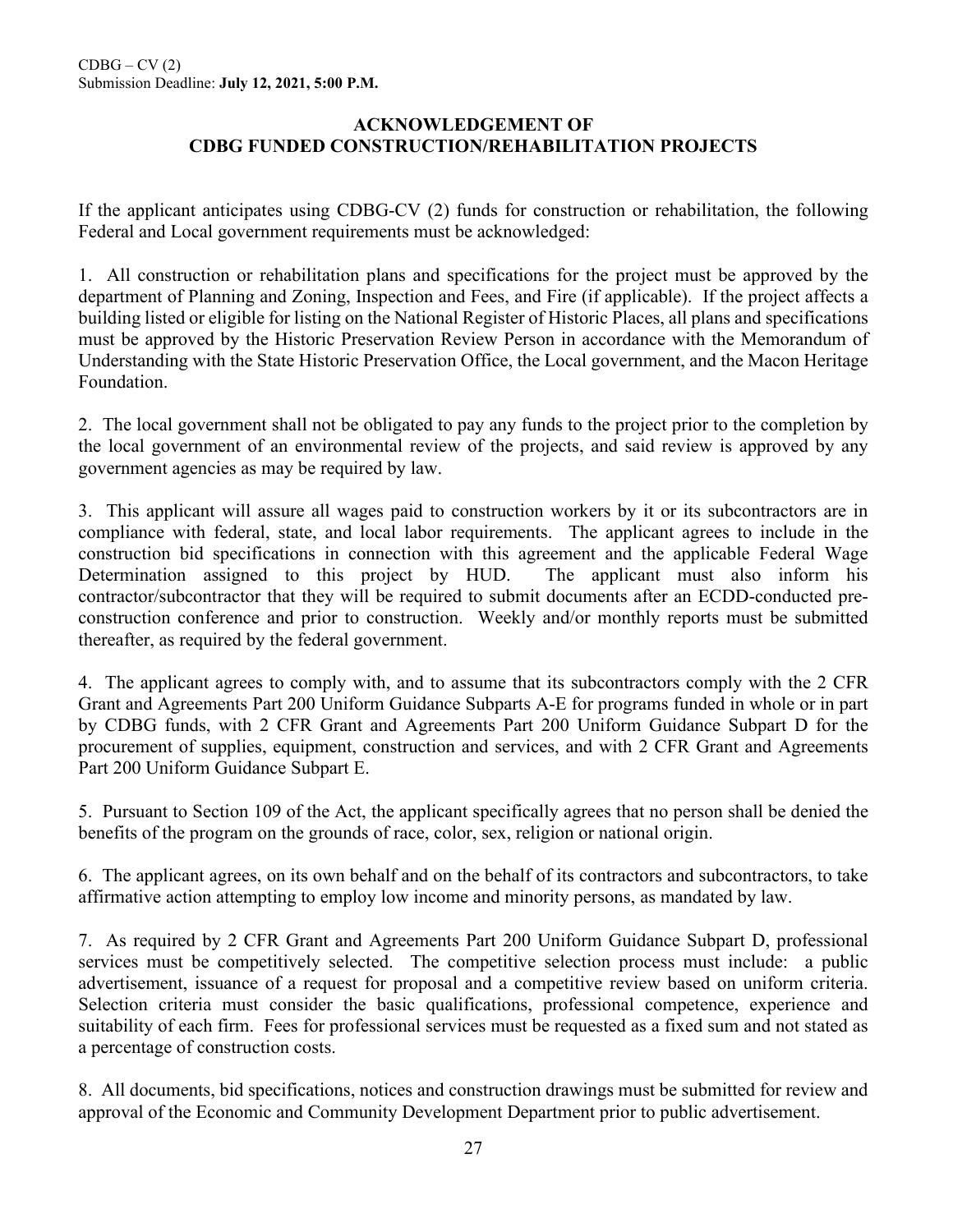CDBG – CV (2)
Submission Deadline: **July 12, 2021, 5:00 P.M.**

## ACKNOWLEDGEMENT OF CDBG FUNDED CONSTRUCTION/REHABILITATION PROJECTS

If the applicant anticipates using CDBG-CV (2) funds for construction or rehabilitation, the following Federal and Local government requirements must be acknowledged:

1. All construction or rehabilitation plans and specifications for the project must be approved by the department of Planning and Zoning, Inspection and Fees, and Fire (if applicable). If the project affects a building listed or eligible for listing on the National Register of Historic Places, all plans and specifications must be approved by the Historic Preservation Review Person in accordance with the Memorandum of Understanding with the State Historic Preservation Office, the Local government, and the Macon Heritage Foundation.

2. The local government shall not be obligated to pay any funds to the project prior to the completion by the local government of an environmental review of the projects, and said review is approved by any government agencies as may be required by law.

3. This applicant will assure all wages paid to construction workers by it or its subcontractors are in compliance with federal, state, and local labor requirements. The applicant agrees to include in the construction bid specifications in connection with this agreement and the applicable Federal Wage Determination assigned to this project by HUD. The applicant must also inform his contractor/subcontractor that they will be required to submit documents after an ECDD-conducted pre-construction conference and prior to construction. Weekly and/or monthly reports must be submitted thereafter, as required by the federal government.

4. The applicant agrees to comply with, and to assume that its subcontractors comply with the 2 CFR Grant and Agreements Part 200 Uniform Guidance Subparts A-E for programs funded in whole or in part by CDBG funds, with 2 CFR Grant and Agreements Part 200 Uniform Guidance Subpart D for the procurement of supplies, equipment, construction and services, and with 2 CFR Grant and Agreements Part 200 Uniform Guidance Subpart E.

5. Pursuant to Section 109 of the Act, the applicant specifically agrees that no person shall be denied the benefits of the program on the grounds of race, color, sex, religion or national origin.

6. The applicant agrees, on its own behalf and on the behalf of its contractors and subcontractors, to take affirmative action attempting to employ low income and minority persons, as mandated by law.

7. As required by 2 CFR Grant and Agreements Part 200 Uniform Guidance Subpart D, professional services must be competitively selected. The competitive selection process must include: a public advertisement, issuance of a request for proposal and a competitive review based on uniform criteria. Selection criteria must consider the basic qualifications, professional competence, experience and suitability of each firm. Fees for professional services must be requested as a fixed sum and not stated as a percentage of construction costs.

8. All documents, bid specifications, notices and construction drawings must be submitted for review and approval of the Economic and Community Development Department prior to public advertisement.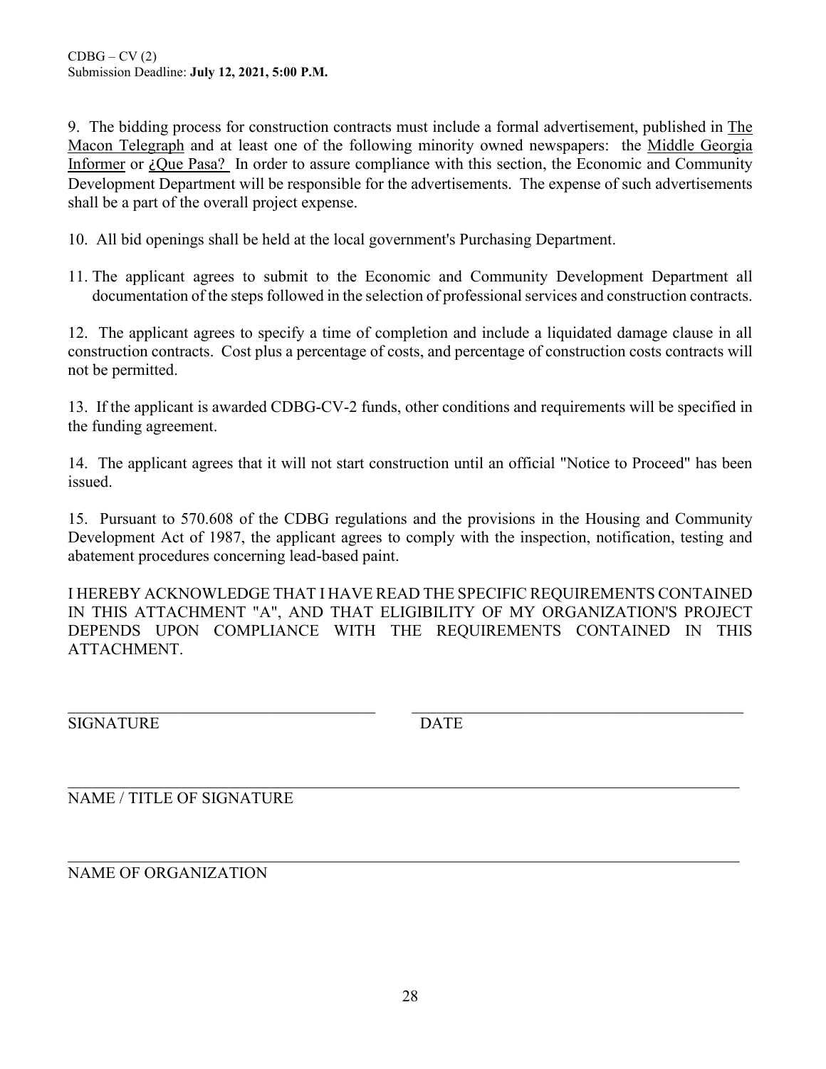9. The bidding process for construction contracts must include a formal advertisement, published in The Macon Telegraph and at least one of the following minority owned newspapers: the Middle Georgia Informer or ¿Que Pasa? In order to assure compliance with this section, the Economic and Community Development Department will be responsible for the advertisements. The expense of such advertisements shall be a part of the overall project expense.

10. All bid openings shall be held at the local government's Purchasing Department.

11. The applicant agrees to submit to the Economic and Community Development Department all documentation of the steps followed in the selection of professional services and construction contracts.

12. The applicant agrees to specify a time of completion and include a liquidated damage clause in all construction contracts. Cost plus a percentage of costs, and percentage of construction costs contracts will not be permitted.

13. If the applicant is awarded CDBG-CV-2 funds, other conditions and requirements will be specified in the funding agreement.

14. The applicant agrees that it will not start construction until an official "Notice to Proceed" has been issued.

15. Pursuant to 570.608 of the CDBG regulations and the provisions in the Housing and Community Development Act of 1987, the applicant agrees to comply with the inspection, notification, testing and abatement procedures concerning lead-based paint.

I HEREBY ACKNOWLEDGE THAT I HAVE READ THE SPECIFIC REQUIREMENTS CONTAINED IN THIS ATTACHMENT "A", AND THAT ELIGIBILITY OF MY ORGANIZATION'S PROJECT DEPENDS UPON COMPLIANCE WITH THE REQUIREMENTS CONTAINED IN THIS ATTACHMENT.

\_\_\_\_\_\_\_\_\_\_\_\_\_\_\_\_\_\_\_\_\_\_\_\_\_\_\_\_\_\_\_\_\_\_\_\_\_\_\_\_ \_\_\_\_\_\_\_\_\_\_\_\_\_\_\_\_\_\_\_\_\_\_\_\_\_\_\_\_\_\_\_\_\_\_\_\_\_\_\_\_

SIGNATURE DATE

\_\_\_\_\_\_\_\_\_\_\_\_\_\_\_\_\_\_\_\_\_\_\_\_\_\_\_\_\_\_\_\_\_\_\_\_\_\_\_\_\_\_\_\_\_\_\_\_\_\_\_\_\_\_\_\_\_\_\_\_\_\_\_\_\_\_\_\_\_\_\_\_\_\_\_\_\_\_

NAME / TITLE OF SIGNATURE

\_\_\_\_\_\_\_\_\_\_\_\_\_\_\_\_\_\_\_\_\_\_\_\_\_\_\_\_\_\_\_\_\_\_\_\_\_\_\_\_\_\_\_\_\_\_\_\_\_\_\_\_\_\_\_\_\_\_\_\_\_\_\_\_\_\_\_\_\_\_\_\_\_\_\_\_\_\_

NAME OF ORGANIZATION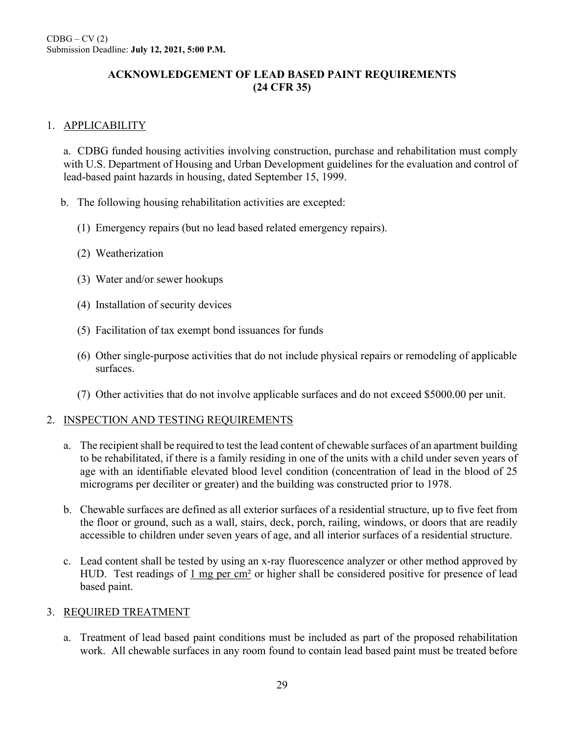CDBG – CV (2)
Submission Deadline: **July 12, 2021, 5:00 P.M.**

## ACKNOWLEDGEMENT OF LEAD BASED PAINT REQUIREMENTS (24 CFR 35)

1. <u>APPLICABILITY</u>

   a. CDBG funded housing activities involving construction, purchase and rehabilitation must comply with U.S. Department of Housing and Urban Development guidelines for the evaluation and control of lead-based paint hazards in housing, dated September 15, 1999.

   b. The following housing rehabilitation activities are excepted:

      (1) Emergency repairs (but no lead based related emergency repairs).

      (2) Weatherization

      (3) Water and/or sewer hookups

      (4) Installation of security devices

      (5) Facilitation of tax exempt bond issuances for funds

      (6) Other single-purpose activities that do not include physical repairs or remodeling of applicable surfaces.

      (7) Other activities that do not involve applicable surfaces and do not exceed $5000.00 per unit.

2. <u>INSPECTION AND TESTING REQUIREMENTS</u>

   a. The recipient shall be required to test the lead content of chewable surfaces of an apartment building to be rehabilitated, if there is a family residing in one of the units with a child under seven years of age with an identifiable elevated blood level condition (concentration of lead in the blood of 25 micrograms per deciliter or greater) and the building was constructed prior to 1978.

   b. Chewable surfaces are defined as all exterior surfaces of a residential structure, up to five feet from the floor or ground, such as a wall, stairs, deck, porch, railing, windows, or doors that are readily accessible to children under seven years of age, and all interior surfaces of a residential structure.

   c. Lead content shall be tested by using an x-ray fluorescence analyzer or other method approved by HUD. Test readings of <u>1 mg per cm²</u> or higher shall be considered positive for presence of lead based paint.

3. <u>REQUIRED TREATMENT</u>

   a. Treatment of lead based paint conditions must be included as part of the proposed rehabilitation work. All chewable surfaces in any room found to contain lead based paint must be treated before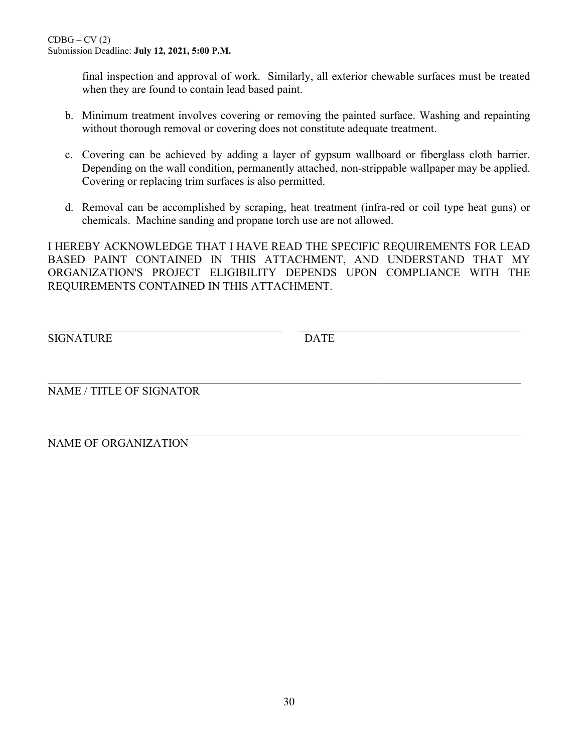final inspection and approval of work. Similarly, all exterior chewable surfaces must be treated when they are found to contain lead based paint.

b. Minimum treatment involves covering or removing the painted surface. Washing and repainting without thorough removal or covering does not constitute adequate treatment.

c. Covering can be achieved by adding a layer of gypsum wallboard or fiberglass cloth barrier. Depending on the wall condition, permanently attached, non-strippable wallpaper may be applied. Covering or replacing trim surfaces is also permitted.

d. Removal can be accomplished by scraping, heat treatment (infra-red or coil type heat guns) or chemicals. Machine sanding and propane torch use are not allowed.

I HEREBY ACKNOWLEDGE THAT I HAVE READ THE SPECIFIC REQUIREMENTS FOR LEAD BASED PAINT CONTAINED IN THIS ATTACHMENT, AND UNDERSTAND THAT MY ORGANIZATION'S PROJECT ELIGIBILITY DEPENDS UPON COMPLIANCE WITH THE REQUIREMENTS CONTAINED IN THIS ATTACHMENT.

\_\_\_\_\_\_\_\_\_\_\_\_\_\_\_\_\_\_\_\_\_\_\_\_\_\_\_\_\_\_\_\_\_\_\_\_\_\_\_\_ \_\_\_\_\_\_\_\_\_\_\_\_\_\_\_\_\_\_\_\_\_\_\_\_\_\_\_\_\_\_\_\_\_\_\_\_\_\_\_\_

SIGNATURE DATE

\_\_\_\_\_\_\_\_\_\_\_\_\_\_\_\_\_\_\_\_\_\_\_\_\_\_\_\_\_\_\_\_\_\_\_\_\_\_\_\_\_\_\_\_\_\_\_\_\_\_\_\_\_\_\_\_\_\_\_\_\_\_\_\_\_\_\_\_\_\_\_\_\_\_\_\_\_\_

NAME / TITLE OF SIGNATOR

\_\_\_\_\_\_\_\_\_\_\_\_\_\_\_\_\_\_\_\_\_\_\_\_\_\_\_\_\_\_\_\_\_\_\_\_\_\_\_\_\_\_\_\_\_\_\_\_\_\_\_\_\_\_\_\_\_\_\_\_\_\_\_\_\_\_\_\_\_\_\_\_\_\_\_\_\_\_

NAME OF ORGANIZATION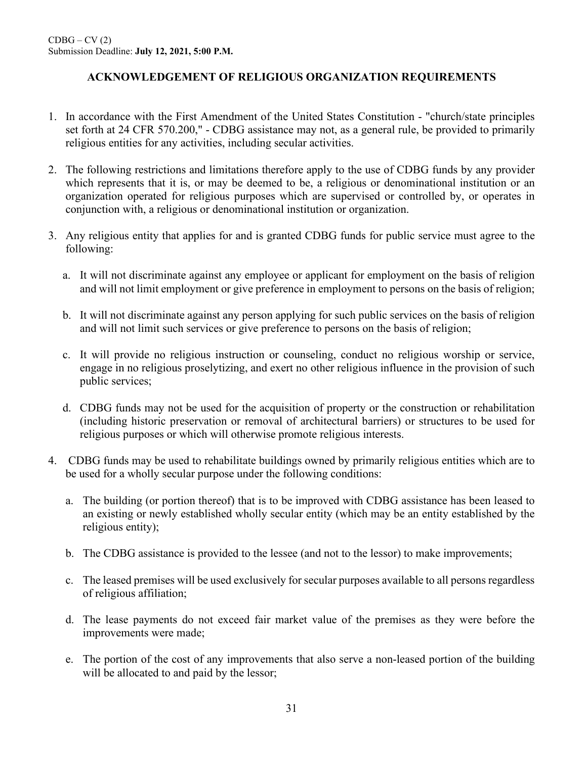## ACKNOWLEDGEMENT OF RELIGIOUS ORGANIZATION REQUIREMENTS

1. In accordance with the First Amendment of the United States Constitution - "church/state principles set forth at 24 CFR 570.200," - CDBG assistance may not, as a general rule, be provided to primarily religious entities for any activities, including secular activities.

2. The following restrictions and limitations therefore apply to the use of CDBG funds by any provider which represents that it is, or may be deemed to be, a religious or denominational institution or an organization operated for religious purposes which are supervised or controlled by, or operates in conjunction with, a religious or denominational institution or organization.

3. Any religious entity that applies for and is granted CDBG funds for public service must agree to the following:

   a. It will not discriminate against any employee or applicant for employment on the basis of religion and will not limit employment or give preference in employment to persons on the basis of religion;

   b. It will not discriminate against any person applying for such public services on the basis of religion and will not limit such services or give preference to persons on the basis of religion;

   c. It will provide no religious instruction or counseling, conduct no religious worship or service, engage in no religious proselytizing, and exert no other religious influence in the provision of such public services;

   d. CDBG funds may not be used for the acquisition of property or the construction or rehabilitation (including historic preservation or removal of architectural barriers) or structures to be used for religious purposes or which will otherwise promote religious interests.

4. CDBG funds may be used to rehabilitate buildings owned by primarily religious entities which are to be used for a wholly secular purpose under the following conditions:

   a. The building (or portion thereof) that is to be improved with CDBG assistance has been leased to an existing or newly established wholly secular entity (which may be an entity established by the religious entity);

   b. The CDBG assistance is provided to the lessee (and not to the lessor) to make improvements;

   c. The leased premises will be used exclusively for secular purposes available to all persons regardless of religious affiliation;

   d. The lease payments do not exceed fair market value of the premises as they were before the improvements were made;

   e. The portion of the cost of any improvements that also serve a non-leased portion of the building will be allocated to and paid by the lessor;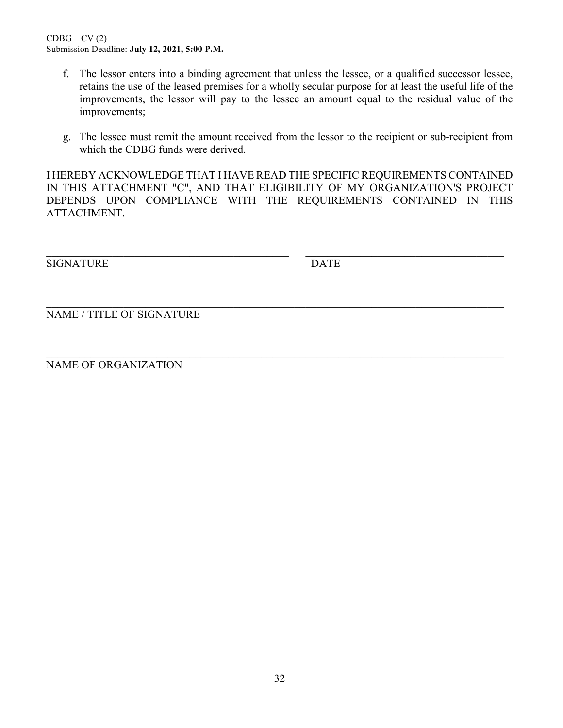f. The lessor enters into a binding agreement that unless the lessee, or a qualified successor lessee, retains the use of the leased premises for a wholly secular purpose for at least the useful life of the improvements, the lessor will pay to the lessee an amount equal to the residual value of the improvements;

g. The lessee must remit the amount received from the lessor to the recipient or sub-recipient from which the CDBG funds were derived.

I HEREBY ACKNOWLEDGE THAT I HAVE READ THE SPECIFIC REQUIREMENTS CONTAINED IN THIS ATTACHMENT "C", AND THAT ELIGIBILITY OF MY ORGANIZATION'S PROJECT DEPENDS UPON COMPLIANCE WITH THE REQUIREMENTS CONTAINED IN THIS ATTACHMENT.

_____________________________________________ &nbsp;&nbsp;&nbsp; _____________________________________

SIGNATURE &nbsp;&nbsp;&nbsp;&nbsp;&nbsp;&nbsp;&nbsp;&nbsp;&nbsp;&nbsp;&nbsp;&nbsp;&nbsp;&nbsp;&nbsp;&nbsp;&nbsp;&nbsp;&nbsp;&nbsp;&nbsp;&nbsp;&nbsp;&nbsp;&nbsp;&nbsp;&nbsp;&nbsp;&nbsp;&nbsp;&nbsp;&nbsp;&nbsp;&nbsp;&nbsp;&nbsp;&nbsp;&nbsp;&nbsp;&nbsp; DATE

______________________________________________________________________________

NAME / TITLE OF SIGNATURE

______________________________________________________________________________

NAME OF ORGANIZATION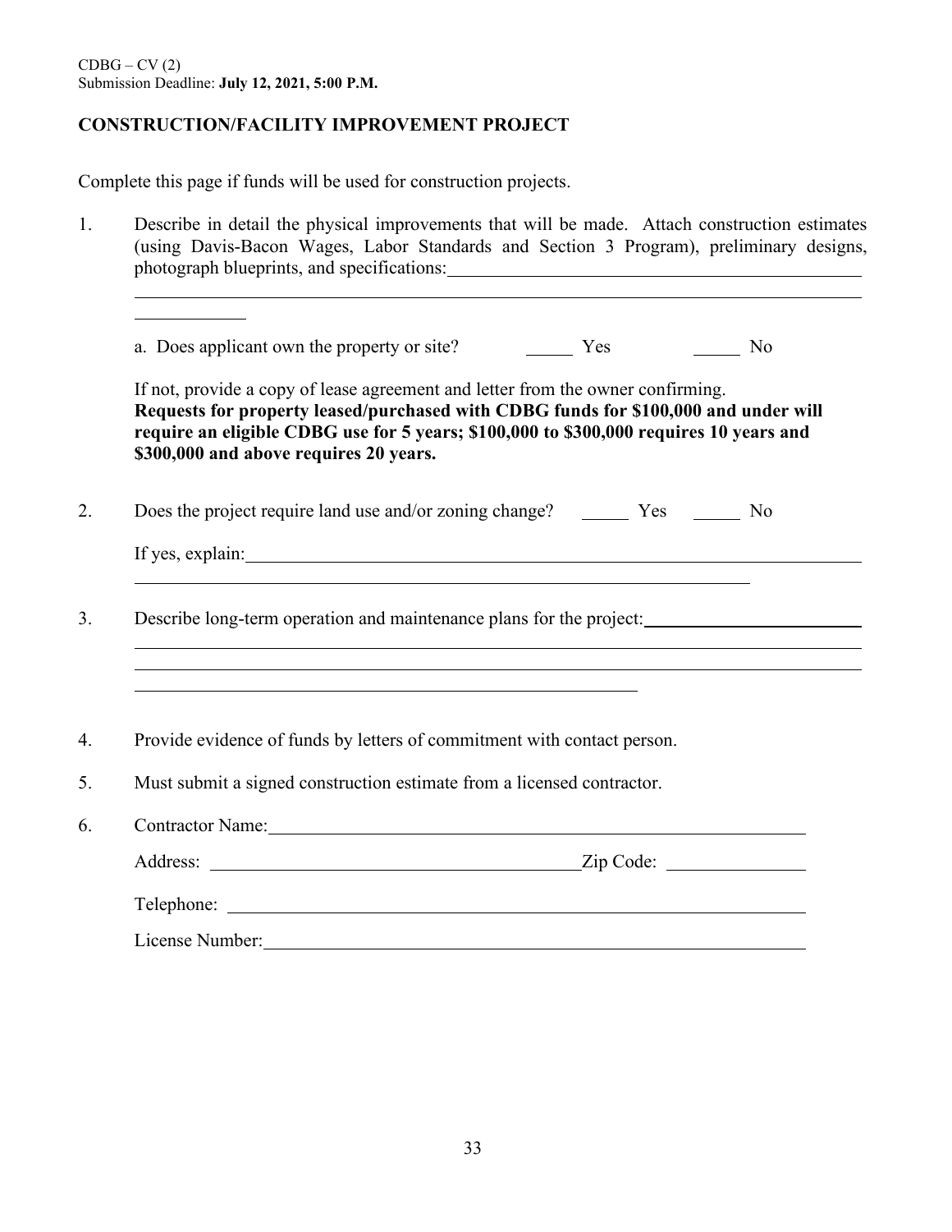CDBG – CV (2)
Submission Deadline: **July 12, 2021, 5:00 P.M.**

## CONSTRUCTION/FACILITY IMPROVEMENT PROJECT

Complete this page if funds will be used for construction projects.

1. Describe in detail the physical improvements that will be made. Attach construction estimates (using Davis-Bacon Wages, Labor Standards and Section 3 Program), preliminary designs, photograph blueprints, and specifications: ______________________________________________

   ____________________________________________________________________________

   ____________

   a. Does applicant own the property or site? _____ Yes _____ No

   If not, provide a copy of lease agreement and letter from the owner confirming.
   **Requests for property leased/purchased with CDBG funds for $100,000 and under will require an eligible CDBG use for 5 years; $100,000 to $300,000 requires 10 years and $300,000 and above requires 20 years.**

2. Does the project require land use and/or zoning change? _____ Yes _____ No

   If yes, explain: ____________________________________________________________

   ____________________________________________________________________

3. Describe long-term operation and maintenance plans for the project: ____________________

   ____________________________________________________________________________

   ____________________________________________________________________________

   ______________________________________________________

4. Provide evidence of funds by letters of commitment with contact person.

5. Must submit a signed construction estimate from a licensed contractor.

6. Contractor Name: ________________________________________________________

   Address: ______________________________________ Zip Code: ______________

   Telephone: ____________________________________________________________

   License Number: ________________________________________________________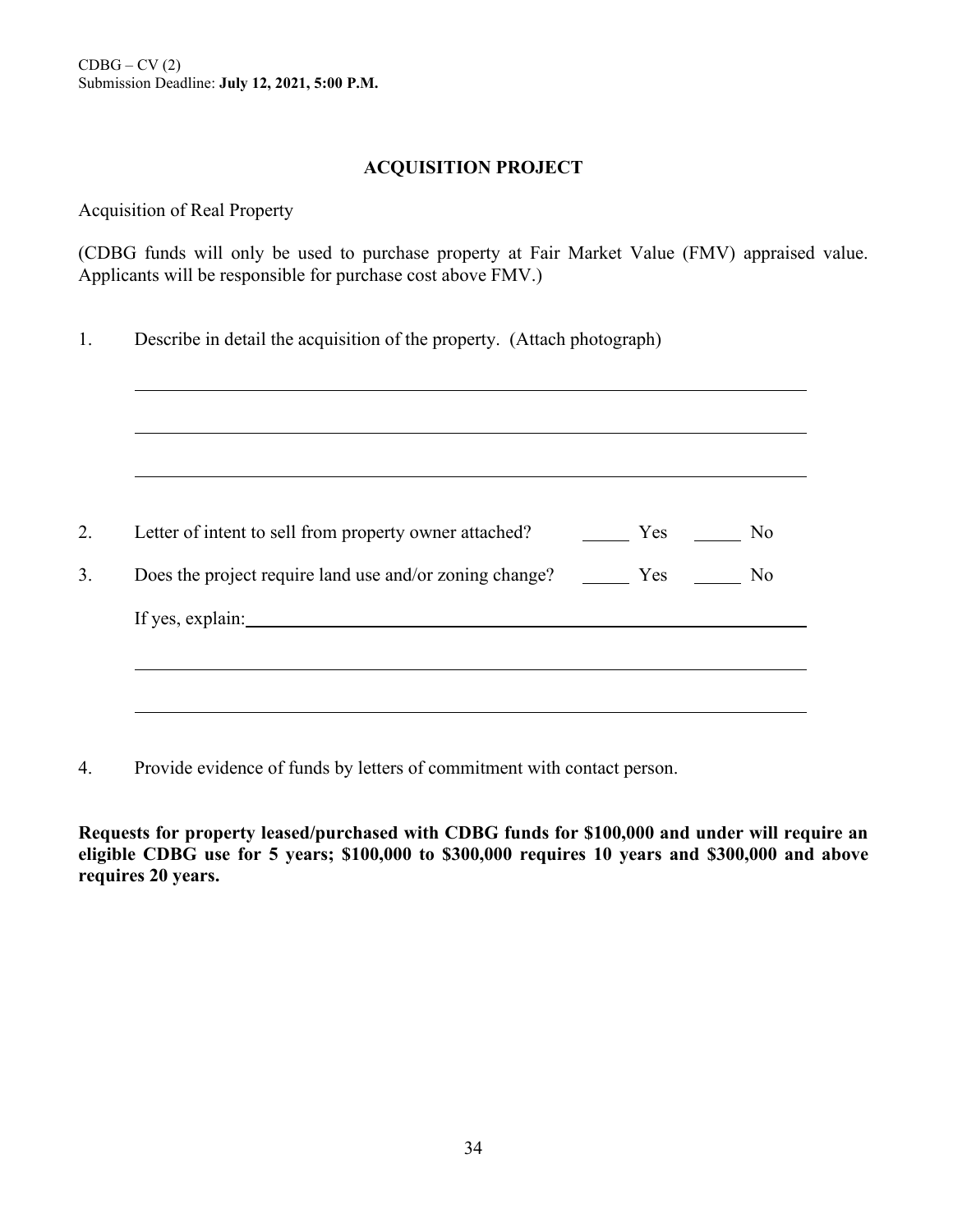# ACQUISITION PROJECT

Acquisition of Real Property

(CDBG funds will only be used to purchase property at Fair Market Value (FMV) appraised value. Applicants will be responsible for purchase cost above FMV.)

1. Describe in detail the acquisition of the property. (Attach photograph)

   ______________________________________________________________________

   ______________________________________________________________________

   ______________________________________________________________________

2. Letter of intent to sell from property owner attached? _____ Yes _____ No

3. Does the project require land use and/or zoning change? _____ Yes _____ No

   If yes, explain: ______________________________________________________

   ______________________________________________________________________

   ______________________________________________________________________

4. Provide evidence of funds by letters of commitment with contact person.

**Requests for property leased/purchased with CDBG funds for $100,000 and under will require an eligible CDBG use for 5 years; $100,000 to $300,000 requires 10 years and $300,000 and above requires 20 years.**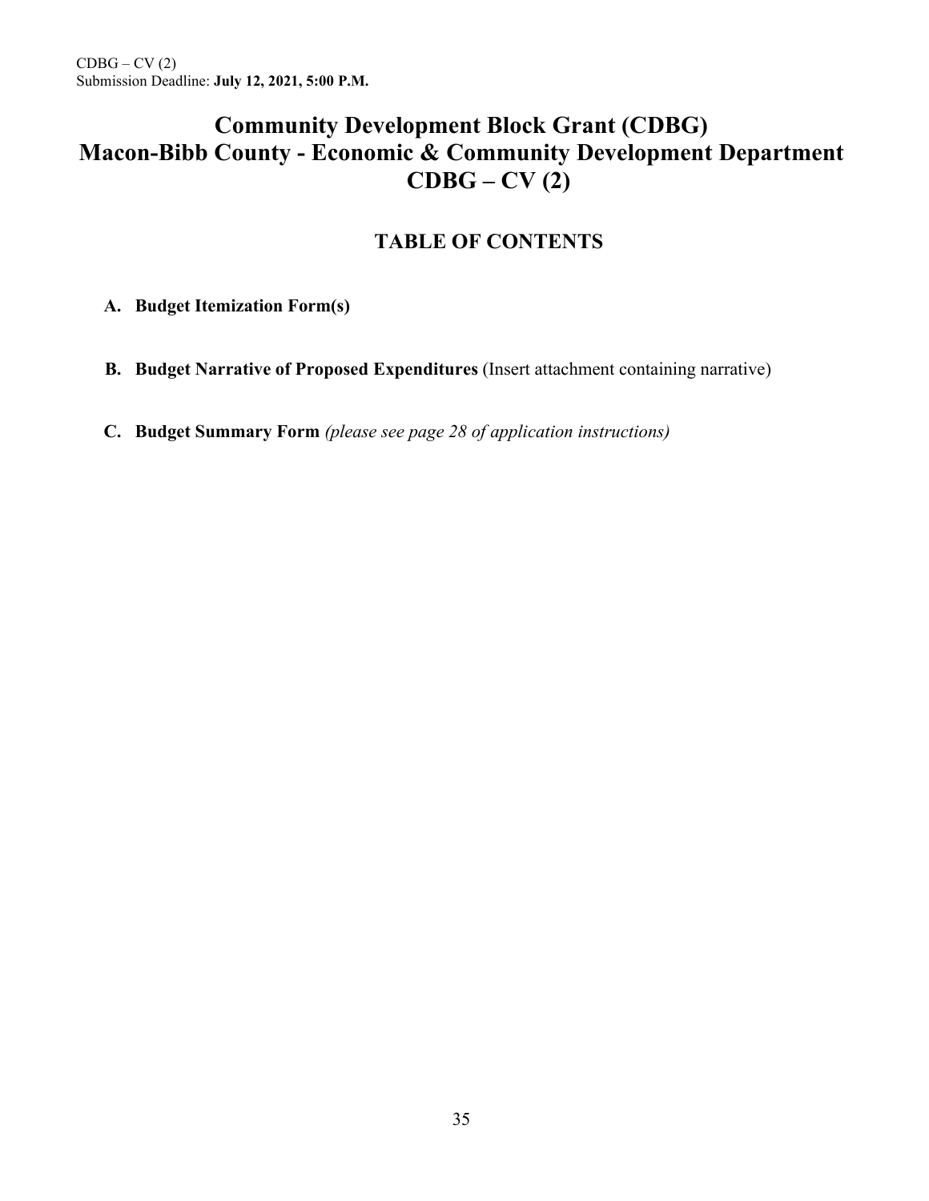# Community Development Block Grant (CDBG)
# Macon-Bibb County - Economic & Community Development Department
# CDBG – CV (2)

## TABLE OF CONTENTS

A. **Budget Itemization Form(s)**

B. **Budget Narrative of Proposed Expenditures** (Insert attachment containing narrative)

C. **Budget Summary Form** *(please see page 28 of application instructions)*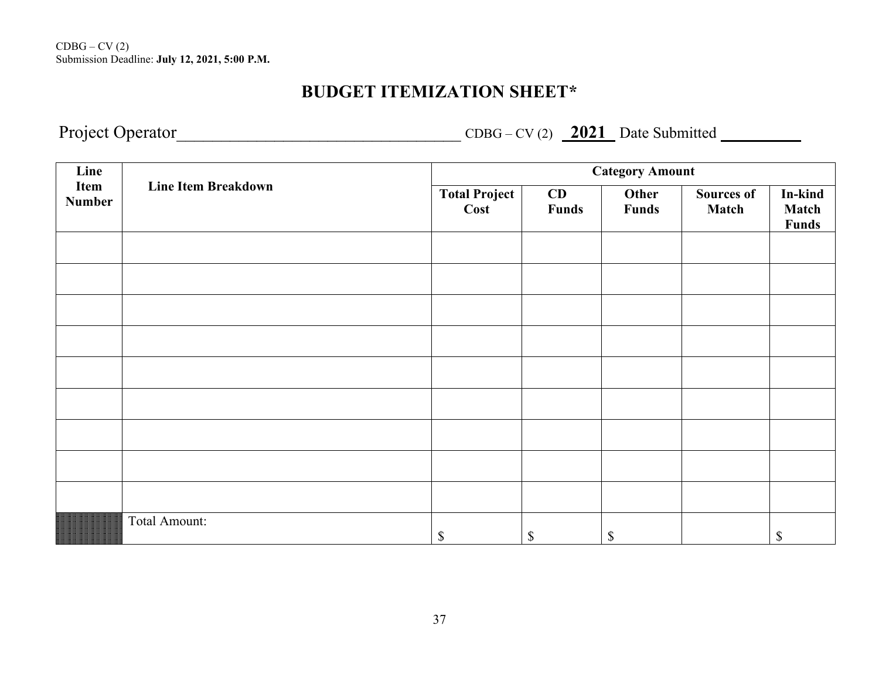CDBG – CV (2)
Submission Deadline: **July 12, 2021, 5:00 P.M.**

# BUDGET ITEMIZATION SHEET*

Project Operator__________________________________ CDBG – CV (2) **2021** Date Submitted __________

| Line Item Number | Line Item Breakdown | Category Amount | | | | |
|---|---|---|---|---|---|---|
| | | **Total Project Cost** | **CD Funds** | **Other Funds** | **Sources of Match** | **In-kind Match Funds** |
| | | | | | | |
| | | | | | | |
| | | | | | | |
| | | | | | | |
| | | | | | | |
| | | | | | | |
| | | | | | | |
| | | | | | | |
| | | | | | | |
| | Total Amount: | $ | $ | $ | | $ |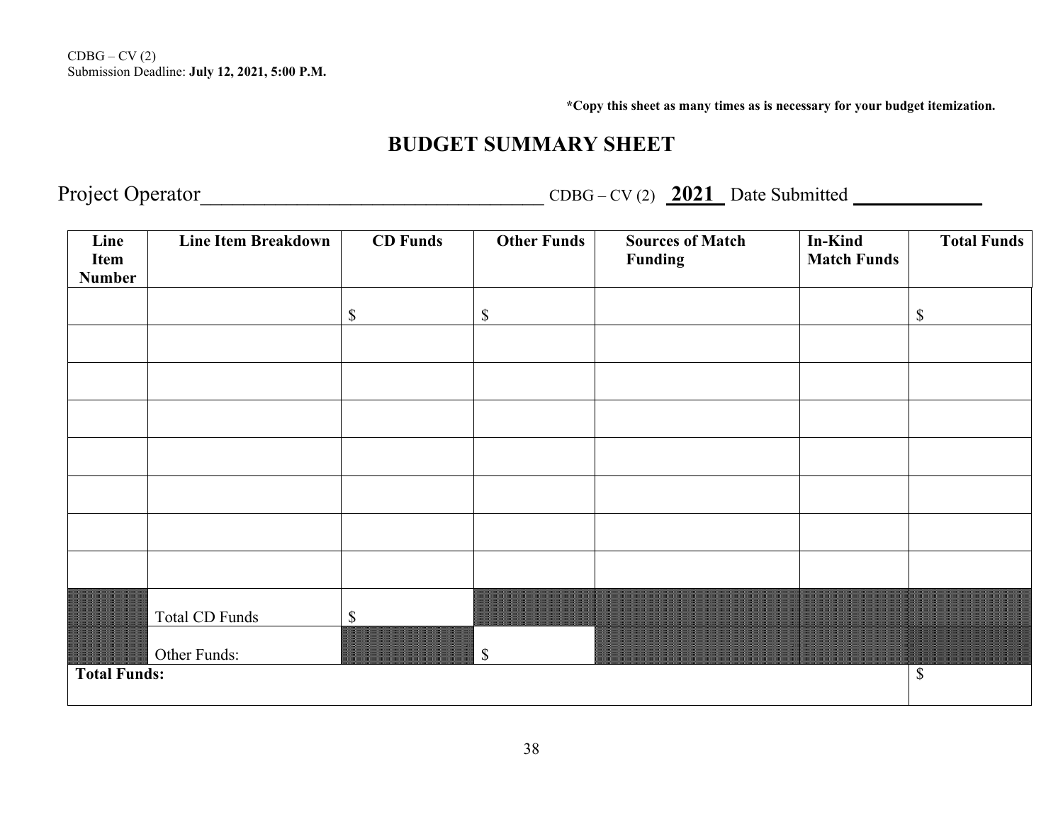CDBG – CV (2)
Submission Deadline: **July 12, 2021, 5:00 P.M.**

**\*Copy this sheet as many times as is necessary for your budget itemization.**

# BUDGET SUMMARY SHEET

Project Operator_________________________________ CDBG – CV (2) **2021** Date Submitted ____________

| Line Item Number | Line Item Breakdown | CD Funds | Other Funds | Sources of Match Funding | In-Kind Match Funds | Total Funds |
|---|---|---|---|---|---|---|
| | | $ | $ | | | $ |
| | | | | | | |
| | | | | | | |
| | | | | | | |
| | | | | | | |
| | | | | | | |
| | | | | | | |
| | | | | | | |
| | Total CD Funds | $ | | | | |
| | Other Funds: | | $ | | | |
| **Total Funds:** | | | | | | $ |